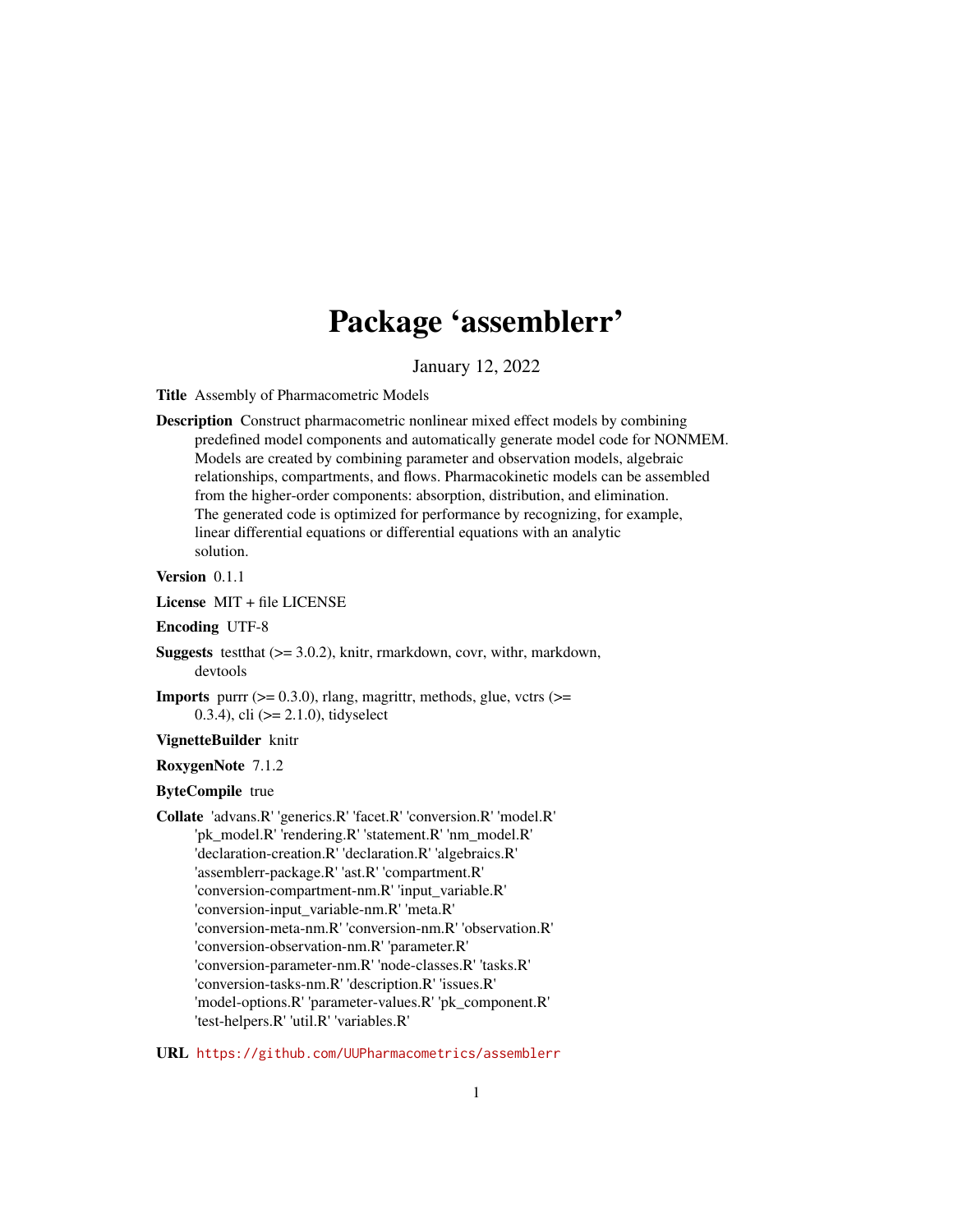# Package 'assemblerr'

January 12, 2022

**Title** Assembly of Pharmacometric Models

**Description** Construct pharmacometric nonlinear mixed effect models by combining predefined model components and automatically generate model code for NONMEM. Models are created by combining parameter and observation models, algebraic relationships, compartments, and flows. Pharmacokinetic models can be assembled from the higher-order components: absorption, distribution, and elimination. The generated code is optimized for performance by recognizing, for example, linear differential equations or differential equations with an analytic solution.

**Version** 0.1.1

**License** MIT + file LICENSE

**Encoding** UTF-8

**Suggests** testthat (>= 3.0.2), knitr, rmarkdown, covr, withr, markdown, devtools

**Imports** purrr (>= 0.3.0), rlang, magrittr, methods, glue, vctrs (>= 0.3.4), cli (>= 2.1.0), tidyselect

**VignetteBuilder** knitr

**RoxygenNote** 7.1.2

**ByteCompile** true

**Collate** 'advans.R' 'generics.R' 'facet.R' 'conversion.R' 'model.R' 'pk_model.R' 'rendering.R' 'statement.R' 'nm_model.R' 'declaration-creation.R' 'declaration.R' 'algebraics.R' 'assemblerr-package.R' 'ast.R' 'compartment.R' 'conversion-compartment-nm.R' 'input_variable.R' 'conversion-input_variable-nm.R' 'meta.R' 'conversion-meta-nm.R' 'conversion-nm.R' 'observation.R' 'conversion-observation-nm.R' 'parameter.R' 'conversion-parameter-nm.R' 'node-classes.R' 'tasks.R' 'conversion-tasks-nm.R' 'description.R' 'issues.R' 'model-options.R' 'parameter-values.R' 'pk_component.R' 'test-helpers.R' 'util.R' 'variables.R'

**URL** https://github.com/UUPharmacometrics/assemblerr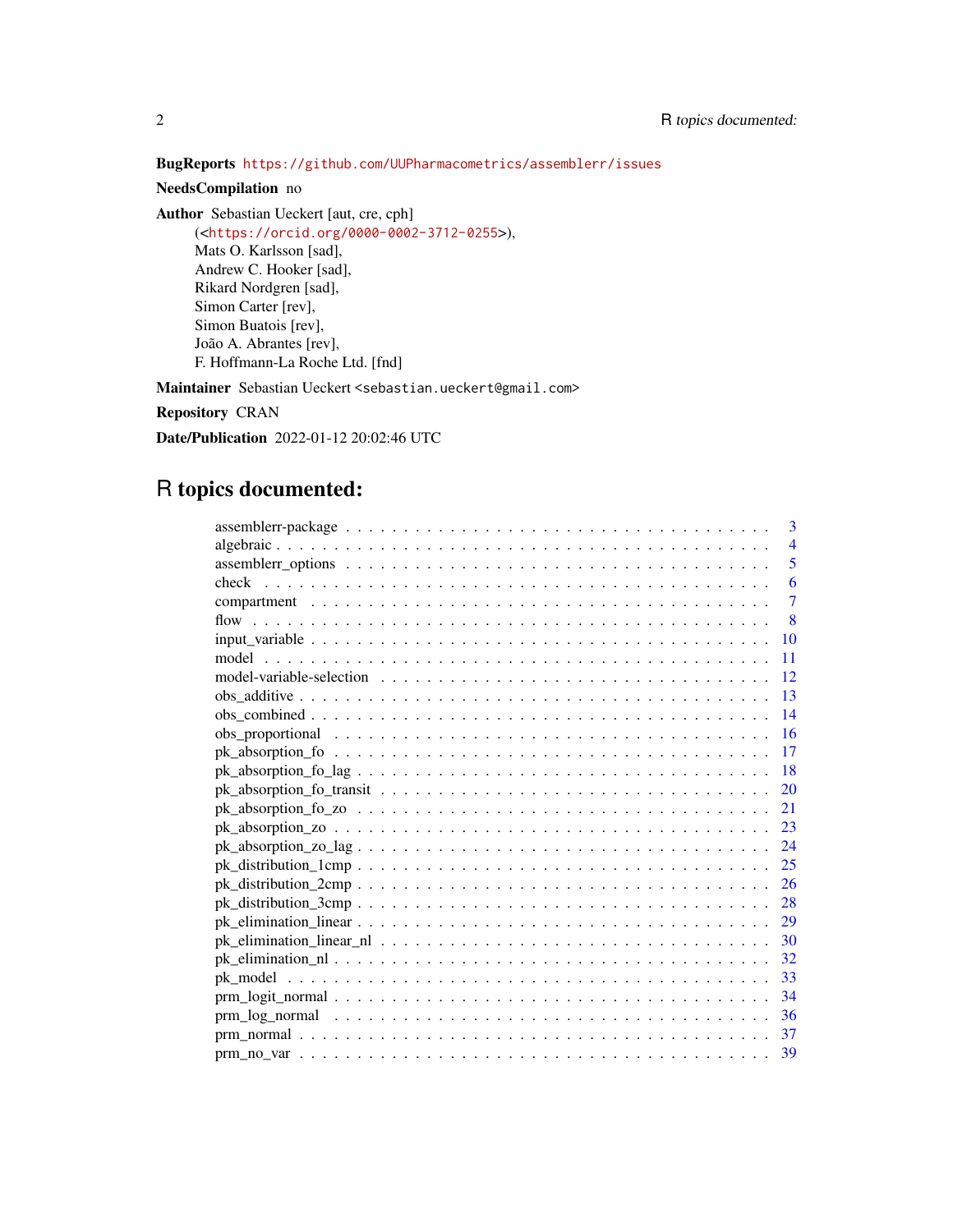**BugReports** https://github.com/UUPharmacometrics/assemblerr/issues

**NeedsCompilation** no

**Author** Sebastian Ueckert [aut, cre, cph] (<https://orcid.org/0000-0002-3712-0255>), Mats O. Karlsson [sad], Andrew C. Hooker [sad], Rikard Nordgren [sad], Simon Carter [rev], Simon Buatois [rev], João A. Abrantes [rev], F. Hoffmann-La Roche Ltd. [fnd]

**Maintainer** Sebastian Ueckert <sebastian.ueckert@gmail.com>

**Repository** CRAN

**Date/Publication** 2022-01-12 20:02:46 UTC

# R topics documented:

| Topic | Page |
|---|---|
| assemblerr-package | 3 |
| algebraic | 4 |
| assemblerr_options | 5 |
| check | 6 |
| compartment | 7 |
| flow | 8 |
| input_variable | 10 |
| model | 11 |
| model-variable-selection | 12 |
| obs_additive | 13 |
| obs_combined | 14 |
| obs_proportional | 16 |
| pk_absorption_fo | 17 |
| pk_absorption_fo_lag | 18 |
| pk_absorption_fo_transit | 20 |
| pk_absorption_fo_zo | 21 |
| pk_absorption_zo | 23 |
| pk_absorption_zo_lag | 24 |
| pk_distribution_1cmp | 25 |
| pk_distribution_2cmp | 26 |
| pk_distribution_3cmp | 28 |
| pk_elimination_linear | 29 |
| pk_elimination_linear_nl | 30 |
| pk_elimination_nl | 32 |
| pk_model | 33 |
| prm_logit_normal | 34 |
| prm_log_normal | 36 |
| prm_normal | 37 |
| prm_no_var | 39 |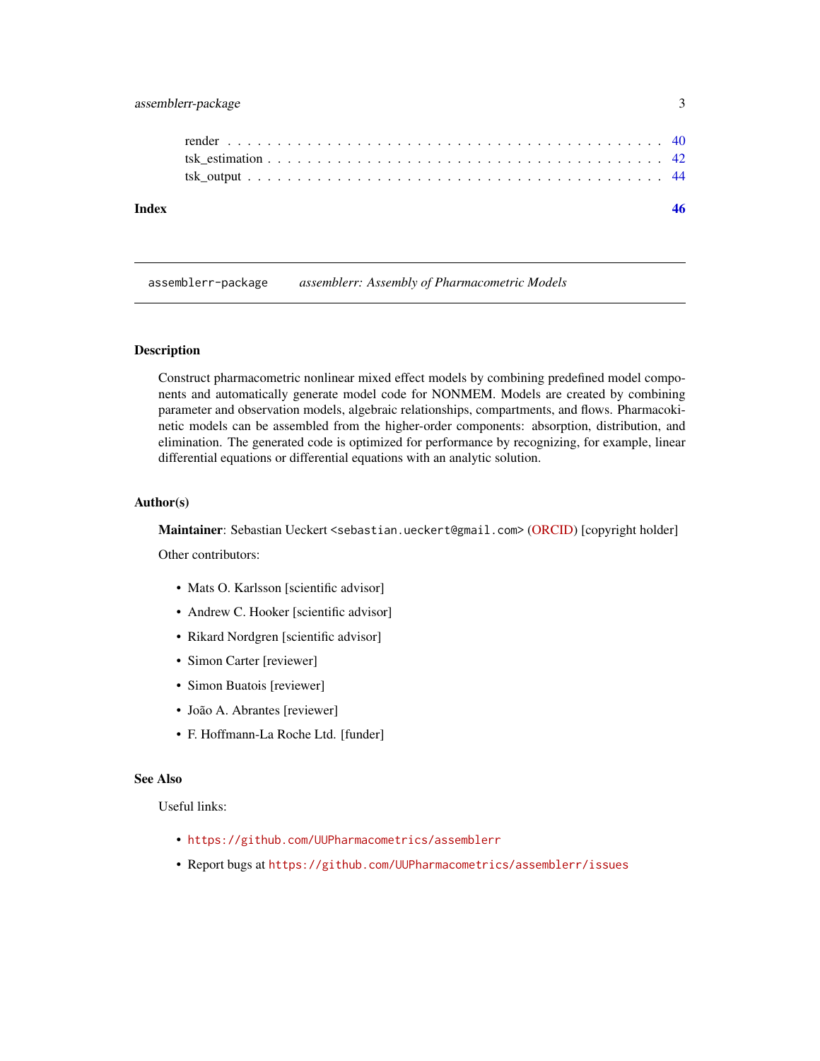render . . . . . . . . . . . . . . . . . . . . . . . . . . . . . . . . . . . . . . . . . . 40
tsk_estimation . . . . . . . . . . . . . . . . . . . . . . . . . . . . . . . . . . . . . . 42
tsk_output . . . . . . . . . . . . . . . . . . . . . . . . . . . . . . . . . . . . . . . . 44

**Index** **46**

---

`assemblerr-package` *assemblerr: Assembly of Pharmacometric Models*

---

### Description

Construct pharmacometric nonlinear mixed effect models by combining predefined model components and automatically generate model code for NONMEM. Models are created by combining parameter and observation models, algebraic relationships, compartments, and flows. Pharmacokinetic models can be assembled from the higher-order components: absorption, distribution, and elimination. The generated code is optimized for performance by recognizing, for example, linear differential equations or differential equations with an analytic solution.

### Author(s)

**Maintainer**: Sebastian Ueckert `<sebastian.ueckert@gmail.com>` (ORCID) [copyright holder]

Other contributors:

- Mats O. Karlsson [scientific advisor]
- Andrew C. Hooker [scientific advisor]
- Rikard Nordgren [scientific advisor]
- Simon Carter [reviewer]
- Simon Buatois [reviewer]
- João A. Abrantes [reviewer]
- F. Hoffmann-La Roche Ltd. [funder]

### See Also

Useful links:

- `https://github.com/UUPharmacometrics/assemblerr`
- Report bugs at `https://github.com/UUPharmacometrics/assemblerr/issues`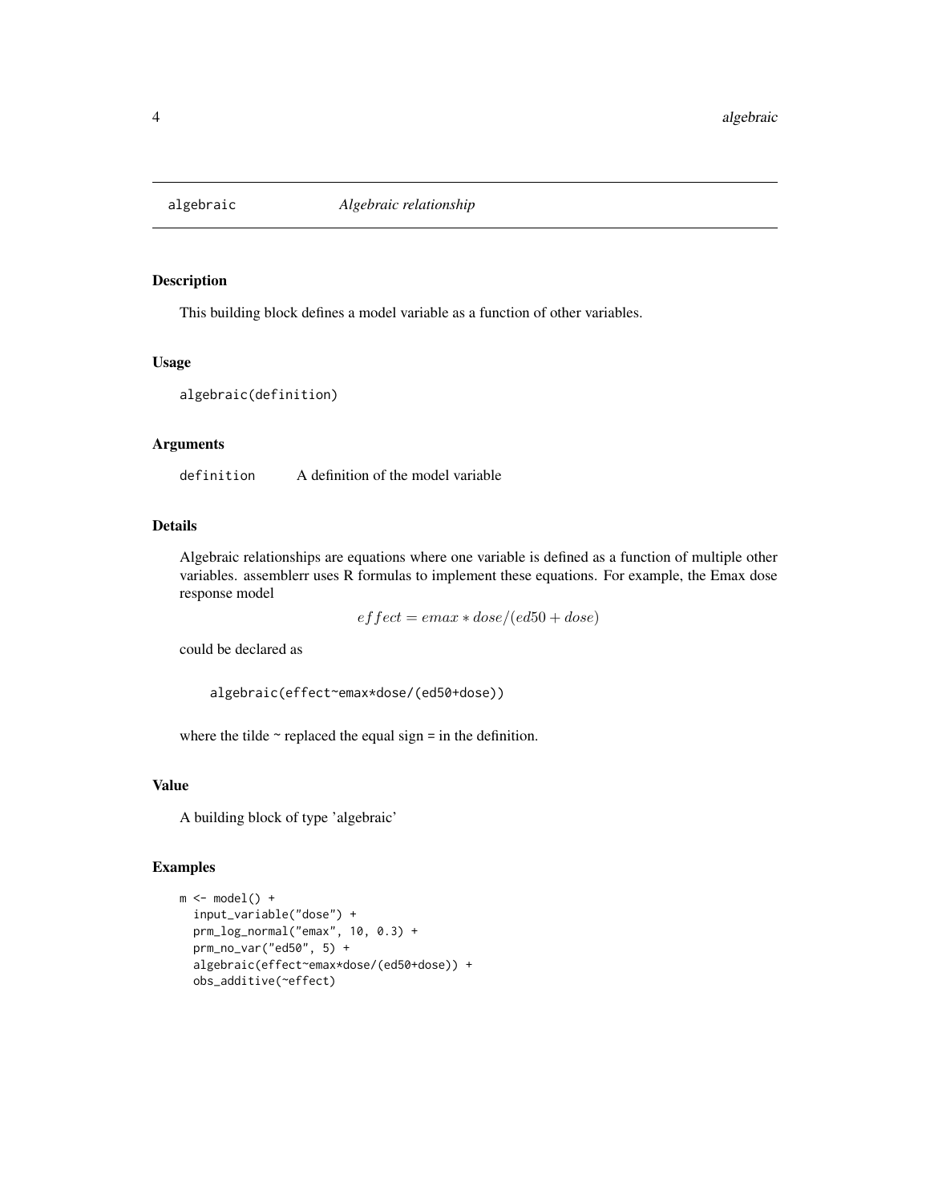# algebraic — *Algebraic relationship*

## Description

This building block defines a model variable as a function of other variables.

## Usage

```
algebraic(definition)
```

## Arguments

| | |
|---|---|
| `definition` | A definition of the model variable |

## Details

Algebraic relationships are equations where one variable is defined as a function of multiple other variables. assemblerr uses R formulas to implement these equations. For example, the Emax dose response model

$$effect = emax * dose/(ed50 + dose)$$

could be declared as

```
algebraic(effect~emax*dose/(ed50+dose))
```

where the tilde ~ replaced the equal sign = in the definition.

## Value

A building block of type 'algebraic'

## Examples

```
m <- model() +
  input_variable("dose") +
  prm_log_normal("emax", 10, 0.3) +
  prm_no_var("ed50", 5) +
  algebraic(effect~emax*dose/(ed50+dose)) +
  obs_additive(~effect)
```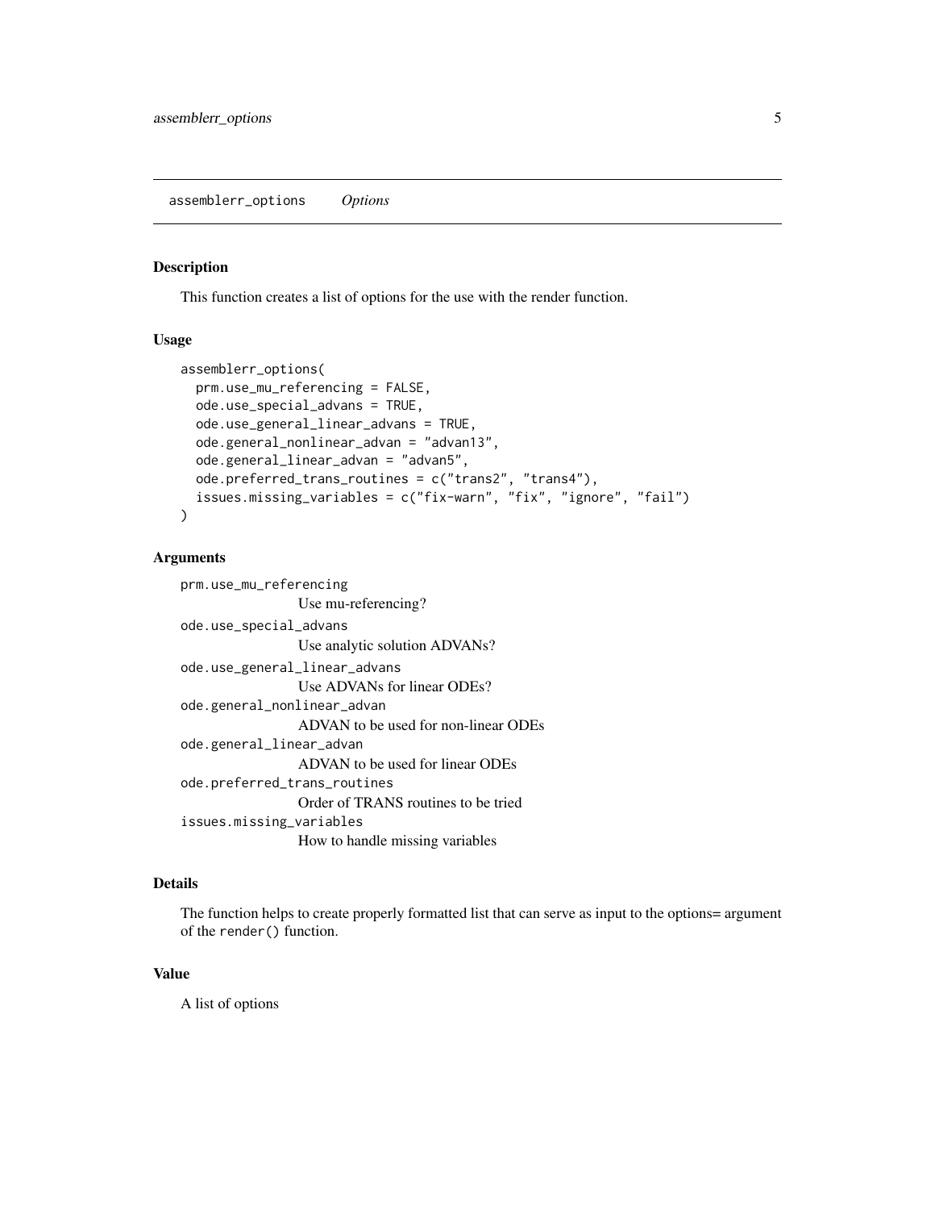## assemblerr_options *Options*

### Description

This function creates a list of options for the use with the render function.

### Usage

```
assemblerr_options(
  prm.use_mu_referencing = FALSE,
  ode.use_special_advans = TRUE,
  ode.use_general_linear_advans = TRUE,
  ode.general_nonlinear_advan = "advan13",
  ode.general_linear_advan = "advan5",
  ode.preferred_trans_routines = c("trans2", "trans4"),
  issues.missing_variables = c("fix-warn", "fix", "ignore", "fail")
)
```

### Arguments

`prm.use_mu_referencing`
: Use mu-referencing?

`ode.use_special_advans`
: Use analytic solution ADVANs?

`ode.use_general_linear_advans`
: Use ADVANs for linear ODEs?

`ode.general_nonlinear_advan`
: ADVAN to be used for non-linear ODEs

`ode.general_linear_advan`
: ADVAN to be used for linear ODEs

`ode.preferred_trans_routines`
: Order of TRANS routines to be tried

`issues.missing_variables`
: How to handle missing variables

### Details

The function helps to create properly formatted list that can serve as input to the options= argument of the `render()` function.

### Value

A list of options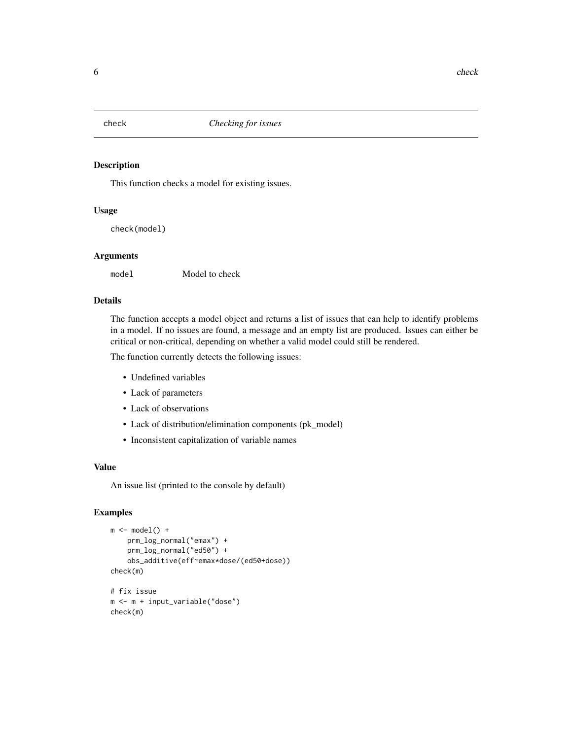# check — *Checking for issues*

## Description

This function checks a model for existing issues.

## Usage

```
check(model)
```

## Arguments

| | |
|---|---|
| `model` | Model to check |

## Details

The function accepts a model object and returns a list of issues that can help to identify problems in a model. If no issues are found, a message and an empty list are produced. Issues can either be critical or non-critical, depending on whether a valid model could still be rendered.

The function currently detects the following issues:

- Undefined variables
- Lack of parameters
- Lack of observations
- Lack of distribution/elimination components (pk_model)
- Inconsistent capitalization of variable names

## Value

An issue list (printed to the console by default)

## Examples

```
m <- model() +
    prm_log_normal("emax") +
    prm_log_normal("ed50") +
    obs_additive(eff~emax*dose/(ed50+dose))
check(m)

# fix issue
m <- m + input_variable("dose")
check(m)
```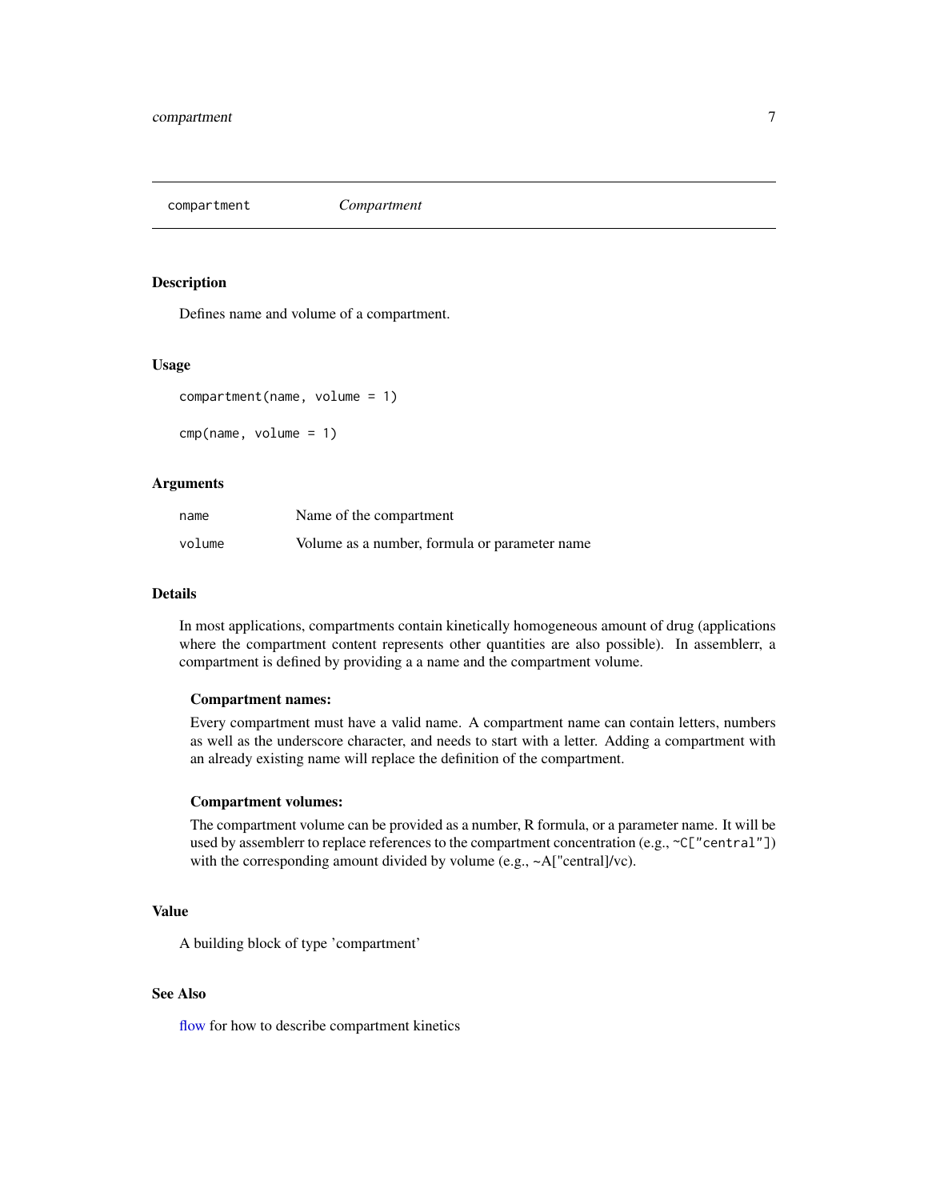## compartment — *Compartment*

### Description

Defines name and volume of a compartment.

### Usage

```
compartment(name, volume = 1)

cmp(name, volume = 1)
```

### Arguments

| | |
|---|---|
| `name` | Name of the compartment |
| `volume` | Volume as a number, formula or parameter name |

### Details

In most applications, compartments contain kinetically homogeneous amount of drug (applications where the compartment content represents other quantities are also possible). In assemblerr, a compartment is defined by providing a a name and the compartment volume.

**Compartment names:**

Every compartment must have a valid name. A compartment name can contain letters, numbers as well as the underscore character, and needs to start with a letter. Adding a compartment with an already existing name will replace the definition of the compartment.

**Compartment volumes:**

The compartment volume can be provided as a number, R formula, or a parameter name. It will be used by assemblerr to replace references to the compartment concentration (e.g., `~C["central"]`) with the corresponding amount divided by volume (e.g., ~A["central]/vc).

### Value

A building block of type 'compartment'

### See Also

flow for how to describe compartment kinetics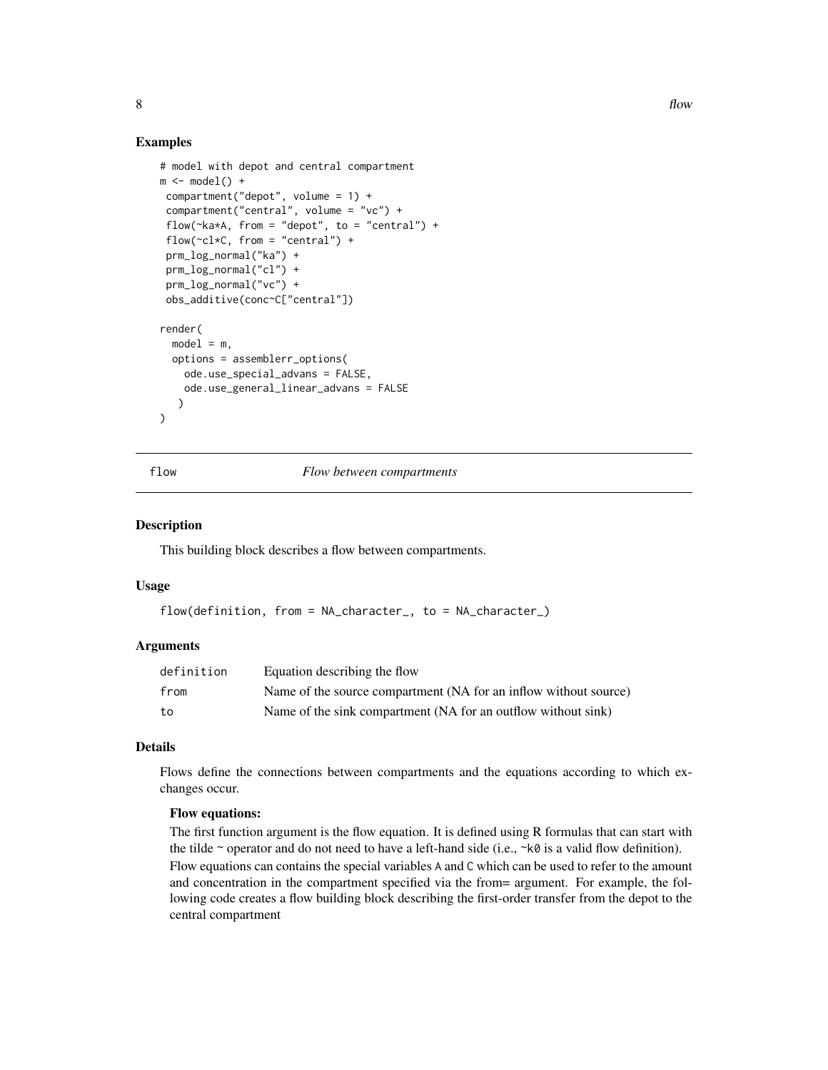### Examples

```
# model with depot and central compartment
m <- model() +
 compartment("depot", volume = 1) +
 compartment("central", volume = "vc") +
 flow(~ka*A, from = "depot", to = "central") +
 flow(~cl*C, from = "central") +
 prm_log_normal("ka") +
 prm_log_normal("cl") +
 prm_log_normal("vc") +
 obs_additive(conc~C["central"])

render(
  model = m,
  options = assemblerr_options(
    ode.use_special_advans = FALSE,
    ode.use_general_linear_advans = FALSE
   )
)
```

---

## flow — *Flow between compartments*

### Description

This building block describes a flow between compartments.

### Usage

```
flow(definition, from = NA_character_, to = NA_character_)
```

### Arguments

| | |
|---|---|
| `definition` | Equation describing the flow |
| `from` | Name of the source compartment (NA for an inflow without source) |
| `to` | Name of the sink compartment (NA for an outflow without sink) |

### Details

Flows define the connections between compartments and the equations according to which exchanges occur.

**Flow equations:**

The first function argument is the flow equation. It is defined using R formulas that can start with the tilde ~ operator and do not need to have a left-hand side (i.e., `~k0` is a valid flow definition). Flow equations can contains the special variables `A` and `C` which can be used to refer to the amount and concentration in the compartment specified via the from= argument. For example, the following code creates a flow building block describing the first-order transfer from the depot to the central compartment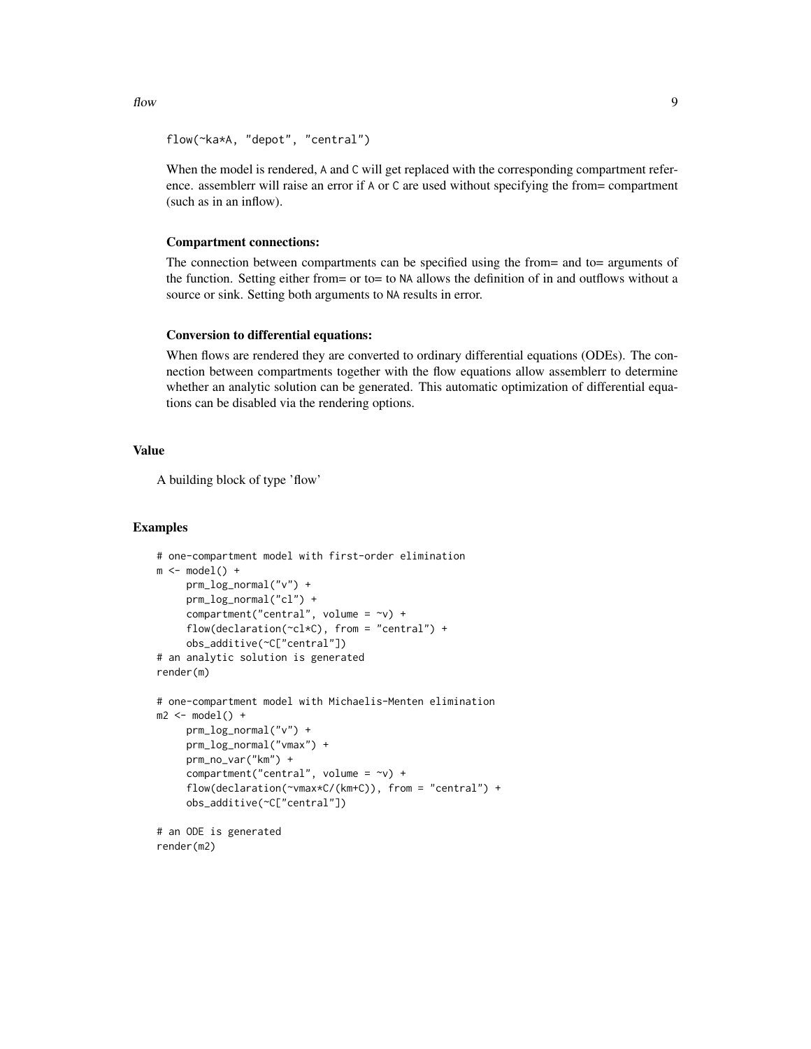```
flow(~ka*A, "depot", "central")
```

When the model is rendered, `A` and `C` will get replaced with the corresponding compartment reference. assemblerr will raise an error if `A` or `C` are used without specifying the from= compartment (such as in an inflow).

**Compartment connections:**

The connection between compartments can be specified using the from= and to= arguments of the function. Setting either from= or to= to `NA` allows the definition of in and outflows without a source or sink. Setting both arguments to `NA` results in error.

**Conversion to differential equations:**

When flows are rendered they are converted to ordinary differential equations (ODEs). The connection between compartments together with the flow equations allow assemblerr to determine whether an analytic solution can be generated. This automatic optimization of differential equations can be disabled via the rendering options.

## Value

A building block of type 'flow'

## Examples

```
# one-compartment model with first-order elimination
m <- model() +
     prm_log_normal("v") +
     prm_log_normal("cl") +
     compartment("central", volume = ~v) +
     flow(declaration(~cl*C), from = "central") +
     obs_additive(~C["central"])
# an analytic solution is generated
render(m)

# one-compartment model with Michaelis-Menten elimination
m2 <- model() +
     prm_log_normal("v") +
     prm_log_normal("vmax") +
     prm_no_var("km") +
     compartment("central", volume = ~v) +
     flow(declaration(~vmax*C/(km+C)), from = "central") +
     obs_additive(~C["central"])

# an ODE is generated
render(m2)
```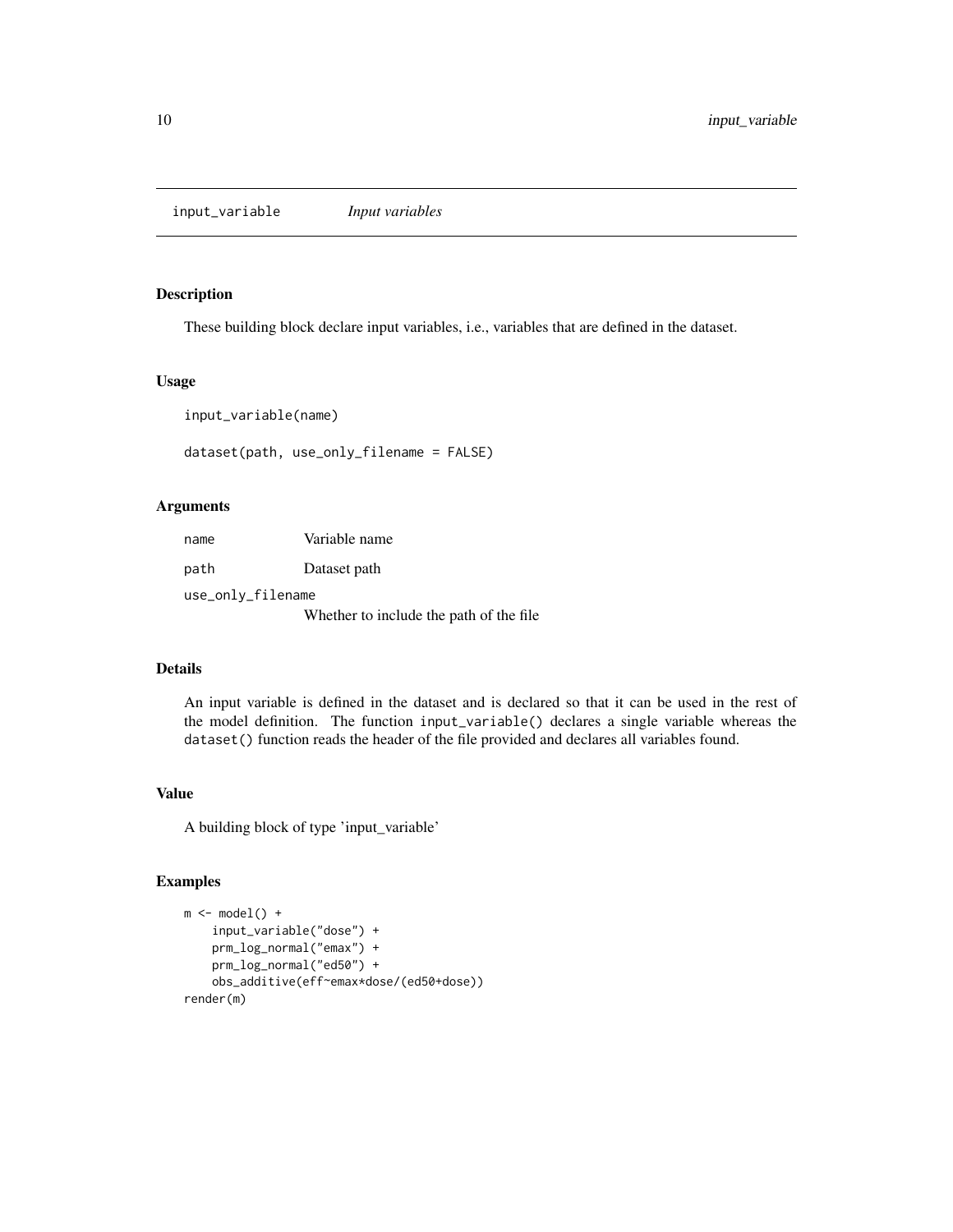# input_variable *Input variables*

## Description

These building block declare input variables, i.e., variables that are defined in the dataset.

## Usage

```
input_variable(name)

dataset(path, use_only_filename = FALSE)
```

## Arguments

| | |
|---|---|
| `name` | Variable name |
| `path` | Dataset path |
| `use_only_filename` | Whether to include the path of the file |

## Details

An input variable is defined in the dataset and is declared so that it can be used in the rest of the model definition. The function `input_variable()` declares a single variable whereas the `dataset()` function reads the header of the file provided and declares all variables found.

## Value

A building block of type 'input_variable'

## Examples

```
m <- model() +
    input_variable("dose") +
    prm_log_normal("emax") +
    prm_log_normal("ed50") +
    obs_additive(eff~emax*dose/(ed50+dose))
render(m)
```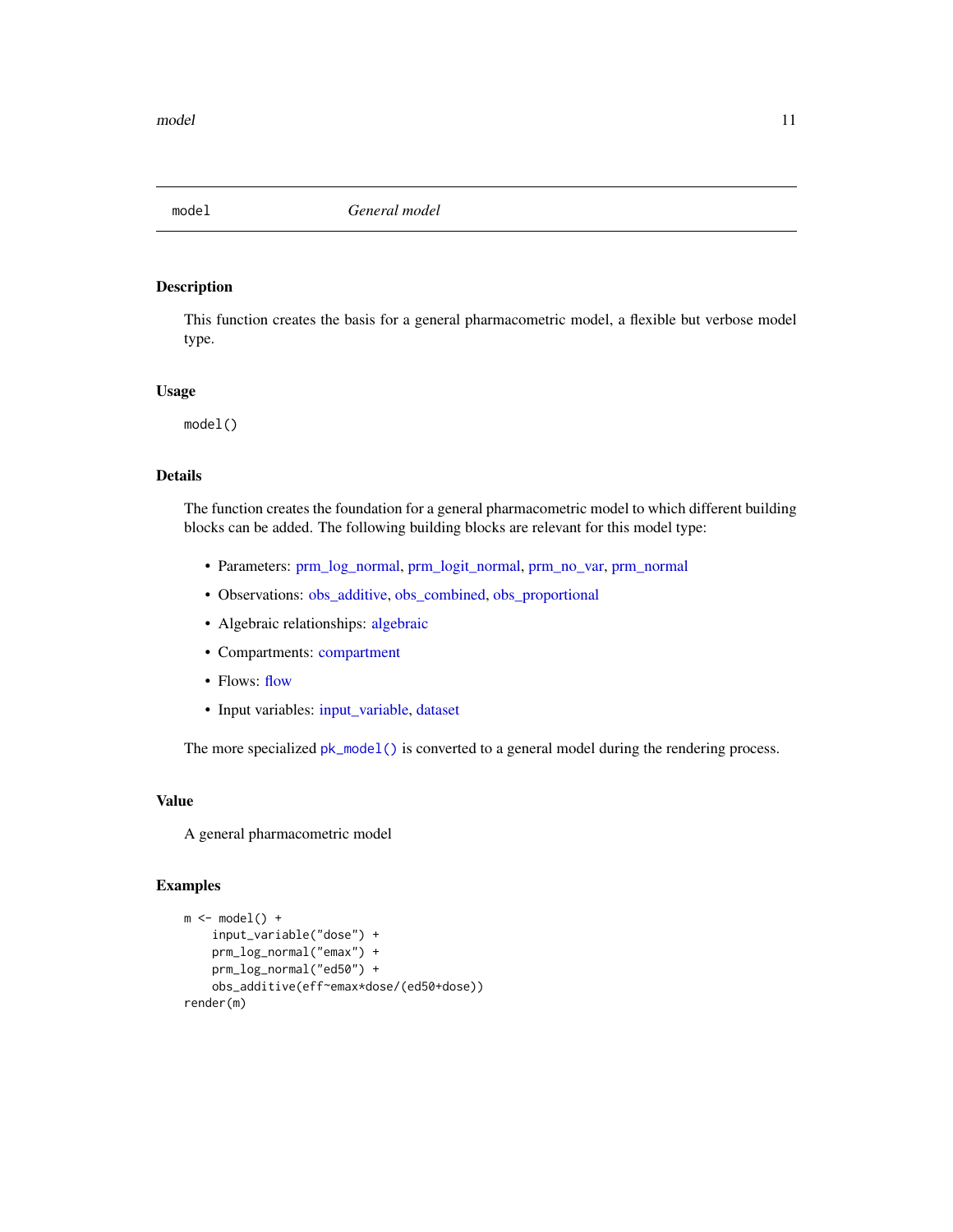# model — *General model*

## Description

This function creates the basis for a general pharmacometric model, a flexible but verbose model type.

## Usage

```
model()
```

## Details

The function creates the foundation for a general pharmacometric model to which different building blocks can be added. The following building blocks are relevant for this model type:

- Parameters: prm_log_normal, prm_logit_normal, prm_no_var, prm_normal
- Observations: obs_additive, obs_combined, obs_proportional
- Algebraic relationships: algebraic
- Compartments: compartment
- Flows: flow
- Input variables: input_variable, dataset

The more specialized `pk_model()` is converted to a general model during the rendering process.

## Value

A general pharmacometric model

## Examples

```
m <- model() +
    input_variable("dose") +
    prm_log_normal("emax") +
    prm_log_normal("ed50") +
    obs_additive(eff~emax*dose/(ed50+dose))
render(m)
```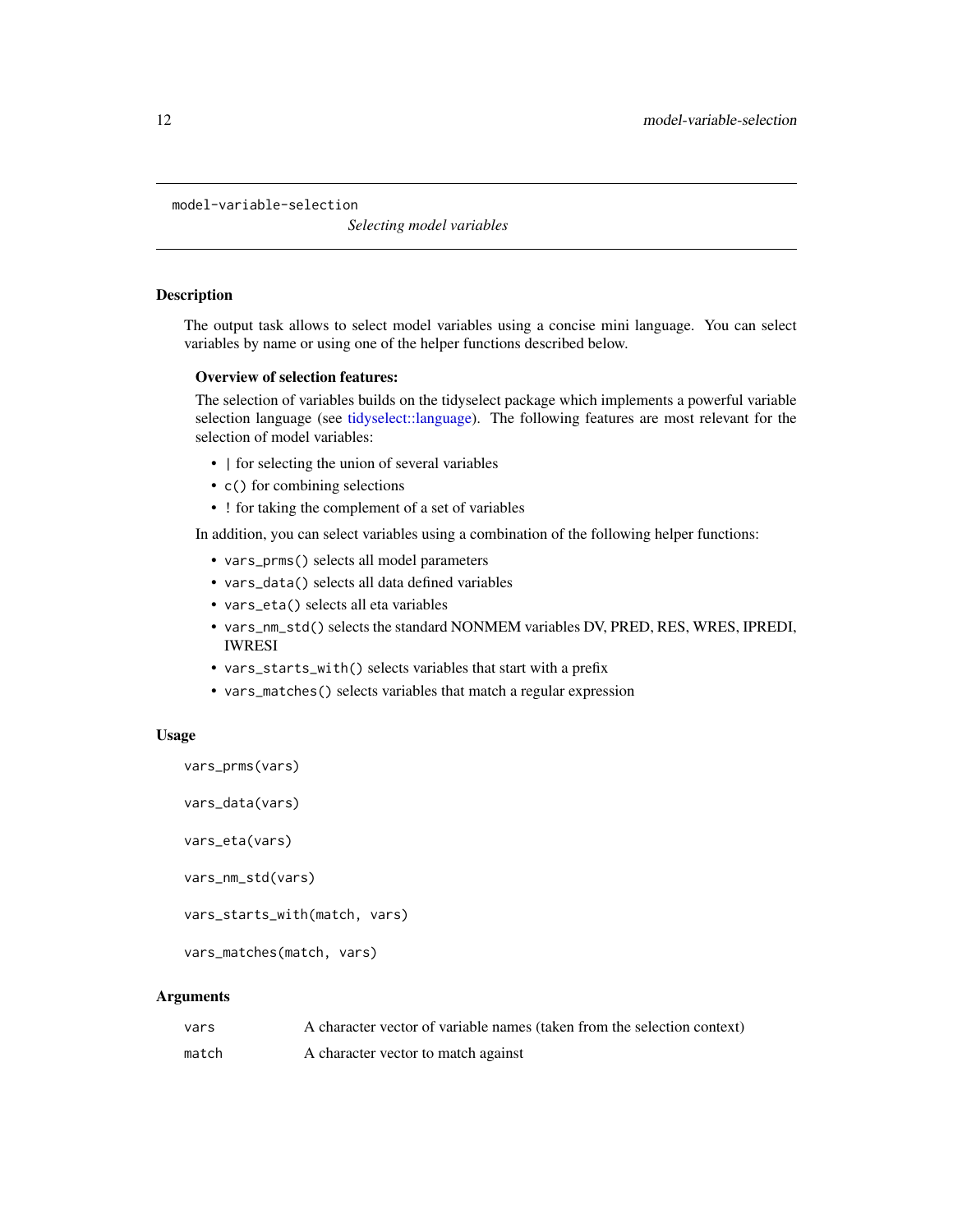`model-variable-selection` *Selecting model variables*

## Description

The output task allows to select model variables using a concise mini language. You can select variables by name or using one of the helper functions described below.

### Overview of selection features:

The selection of variables builds on the tidyselect package which implements a powerful variable selection language (see tidyselect::language). The following features are most relevant for the selection of model variables:

- `|` for selecting the union of several variables
- `c()` for combining selections
- `!` for taking the complement of a set of variables

In addition, you can select variables using a combination of the following helper functions:

- `vars_prms()` selects all model parameters
- `vars_data()` selects all data defined variables
- `vars_eta()` selects all eta variables
- `vars_nm_std()` selects the standard NONMEM variables DV, PRED, RES, WRES, IPREDI, IWRESI
- `vars_starts_with()` selects variables that start with a prefix
- `vars_matches()` selects variables that match a regular expression

## Usage

```
vars_prms(vars)

vars_data(vars)

vars_eta(vars)

vars_nm_std(vars)

vars_starts_with(match, vars)

vars_matches(match, vars)
```

## Arguments

| | |
|---|---|
| `vars` | A character vector of variable names (taken from the selection context) |
| `match` | A character vector to match against |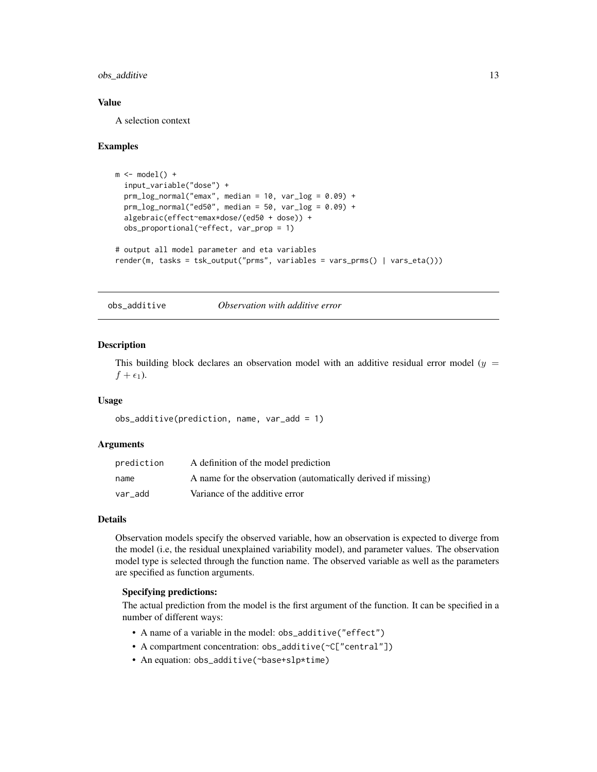### Value

A selection context

### Examples

```
m <- model() +
  input_variable("dose") +
  prm_log_normal("emax", median = 10, var_log = 0.09) +
  prm_log_normal("ed50", median = 50, var_log = 0.09) +
  algebraic(effect~emax*dose/(ed50 + dose)) +
  obs_proportional(~effect, var_prop = 1)

# output all model parameter and eta variables
render(m, tasks = tsk_output("prms", variables = vars_prms() | vars_eta()))
```

---

## obs_additive    *Observation with additive error*

### Description

This building block declares an observation model with an additive residual error model ($y = f + \epsilon_1$).

### Usage

```
obs_additive(prediction, name, var_add = 1)
```

### Arguments

| | |
|---|---|
| prediction | A definition of the model prediction |
| name | A name for the observation (automatically derived if missing) |
| var_add | Variance of the additive error |

### Details

Observation models specify the observed variable, how an observation is expected to diverge from the model (i.e, the residual unexplained variability model), and parameter values. The observation model type is selected through the function name. The observed variable as well as the parameters are specified as function arguments.

**Specifying predictions:**

The actual prediction from the model is the first argument of the function. It can be specified in a number of different ways:

- A name of a variable in the model: `obs_additive("effect")`
- A compartment concentration: `obs_additive(~C["central"])`
- An equation: `obs_additive(~base+slp*time)`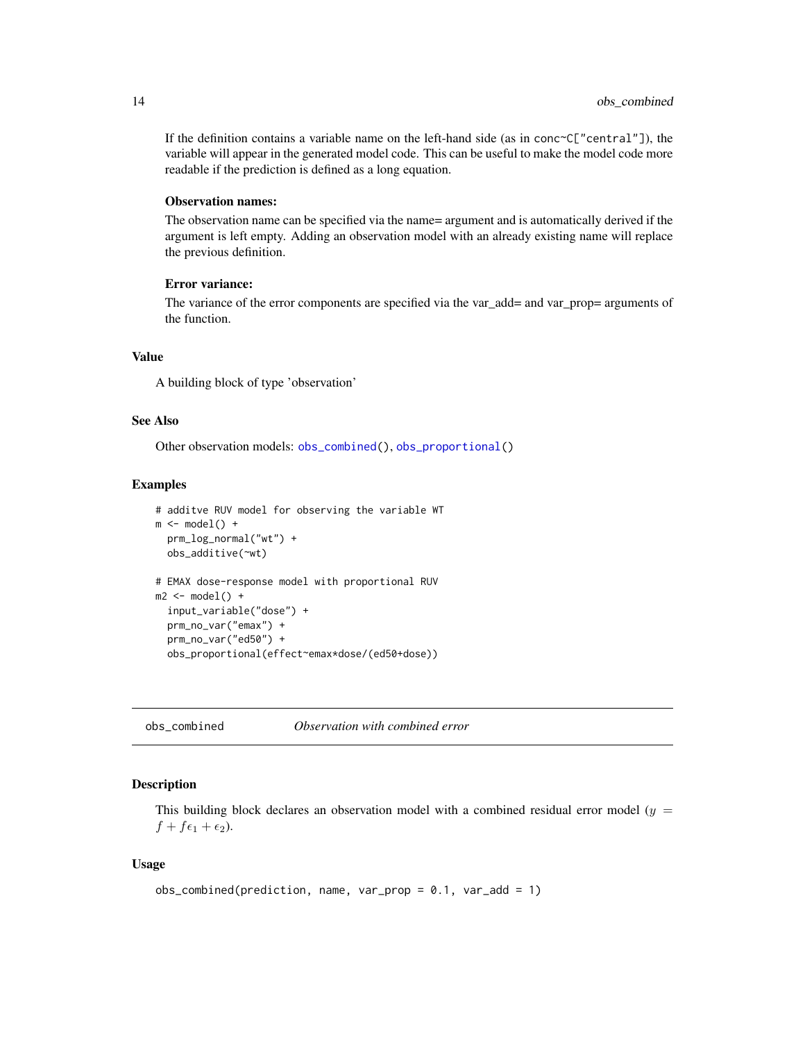If the definition contains a variable name on the left-hand side (as in conc~C["central"]), the variable will appear in the generated model code. This can be useful to make the model code more readable if the prediction is defined as a long equation.

**Observation names:**

The observation name can be specified via the name= argument and is automatically derived if the argument is left empty. Adding an observation model with an already existing name will replace the previous definition.

**Error variance:**

The variance of the error components are specified via the var_add= and var_prop= arguments of the function.

### Value

A building block of type 'observation'

### See Also

Other observation models: `obs_combined()`, `obs_proportional()`

### Examples

```
# additve RUV model for observing the variable WT
m <- model() +
  prm_log_normal("wt") +
  obs_additive(~wt)

# EMAX dose-response model with proportional RUV
m2 <- model() +
  input_variable("dose") +
  prm_no_var("emax") +
  prm_no_var("ed50") +
  obs_proportional(effect~emax*dose/(ed50+dose))
```

---

## obs_combined — *Observation with combined error*

---

### Description

This building block declares an observation model with a combined residual error model ($y = f + f\epsilon_1 + \epsilon_2$).

### Usage

```
obs_combined(prediction, name, var_prop = 0.1, var_add = 1)
```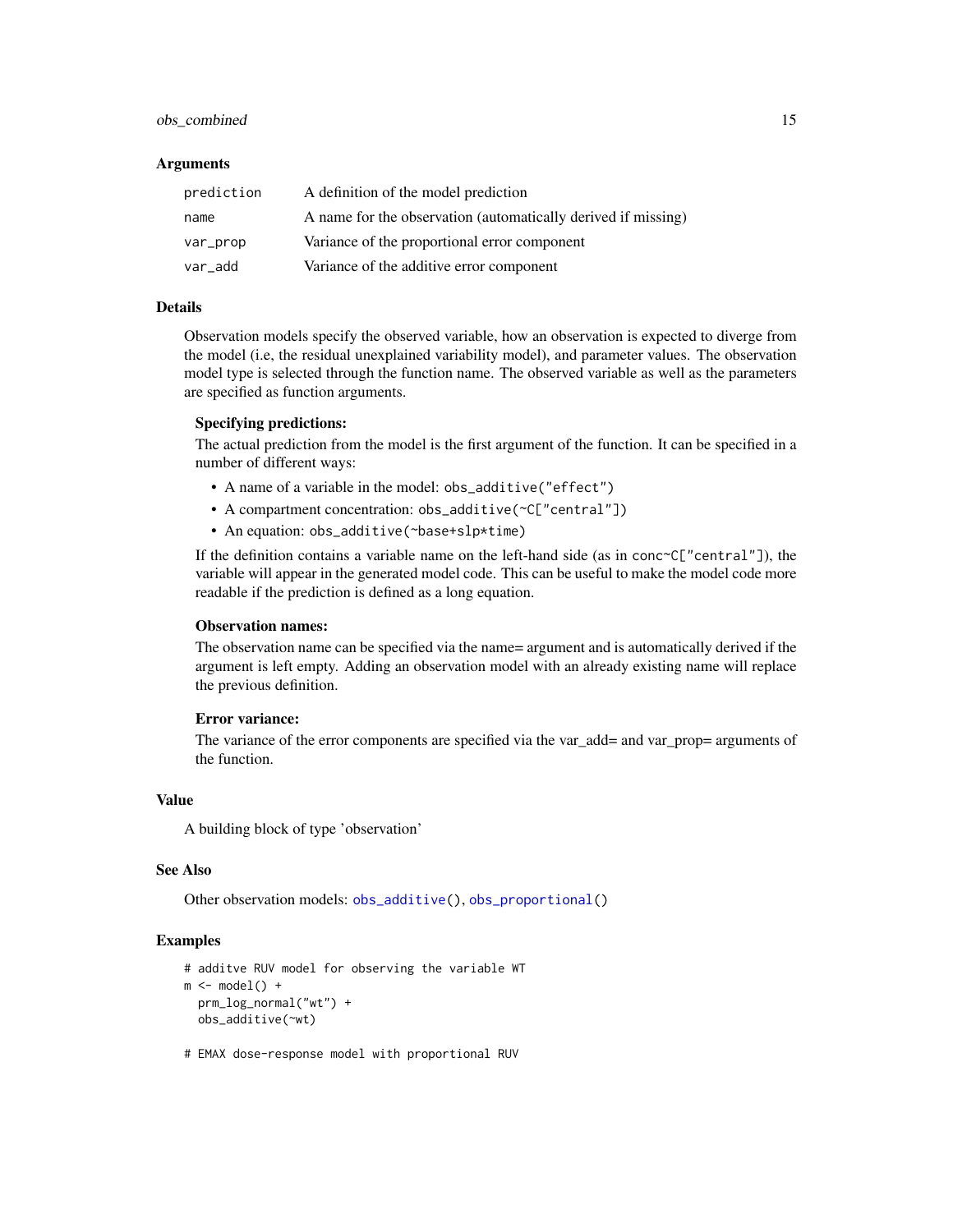## Arguments

| | |
|---|---|
| `prediction` | A definition of the model prediction |
| `name` | A name for the observation (automatically derived if missing) |
| `var_prop` | Variance of the proportional error component |
| `var_add` | Variance of the additive error component |

## Details

Observation models specify the observed variable, how an observation is expected to diverge from the model (i.e, the residual unexplained variability model), and parameter values. The observation model type is selected through the function name. The observed variable as well as the parameters are specified as function arguments.

### Specifying predictions:

The actual prediction from the model is the first argument of the function. It can be specified in a number of different ways:

- A name of a variable in the model: `obs_additive("effect")`
- A compartment concentration: `obs_additive(~C["central"])`
- An equation: `obs_additive(~base+slp*time)`

If the definition contains a variable name on the left-hand side (as in `conc~C["central"]`), the variable will appear in the generated model code. This can be useful to make the model code more readable if the prediction is defined as a long equation.

### Observation names:

The observation name can be specified via the name= argument and is automatically derived if the argument is left empty. Adding an observation model with an already existing name will replace the previous definition.

### Error variance:

The variance of the error components are specified via the var_add= and var_prop= arguments of the function.

## Value

A building block of type 'observation'

## See Also

Other observation models: `obs_additive()`, `obs_proportional()`

## Examples

```
# additve RUV model for observing the variable WT
m <- model() +
  prm_log_normal("wt") +
  obs_additive(~wt)

# EMAX dose-response model with proportional RUV
```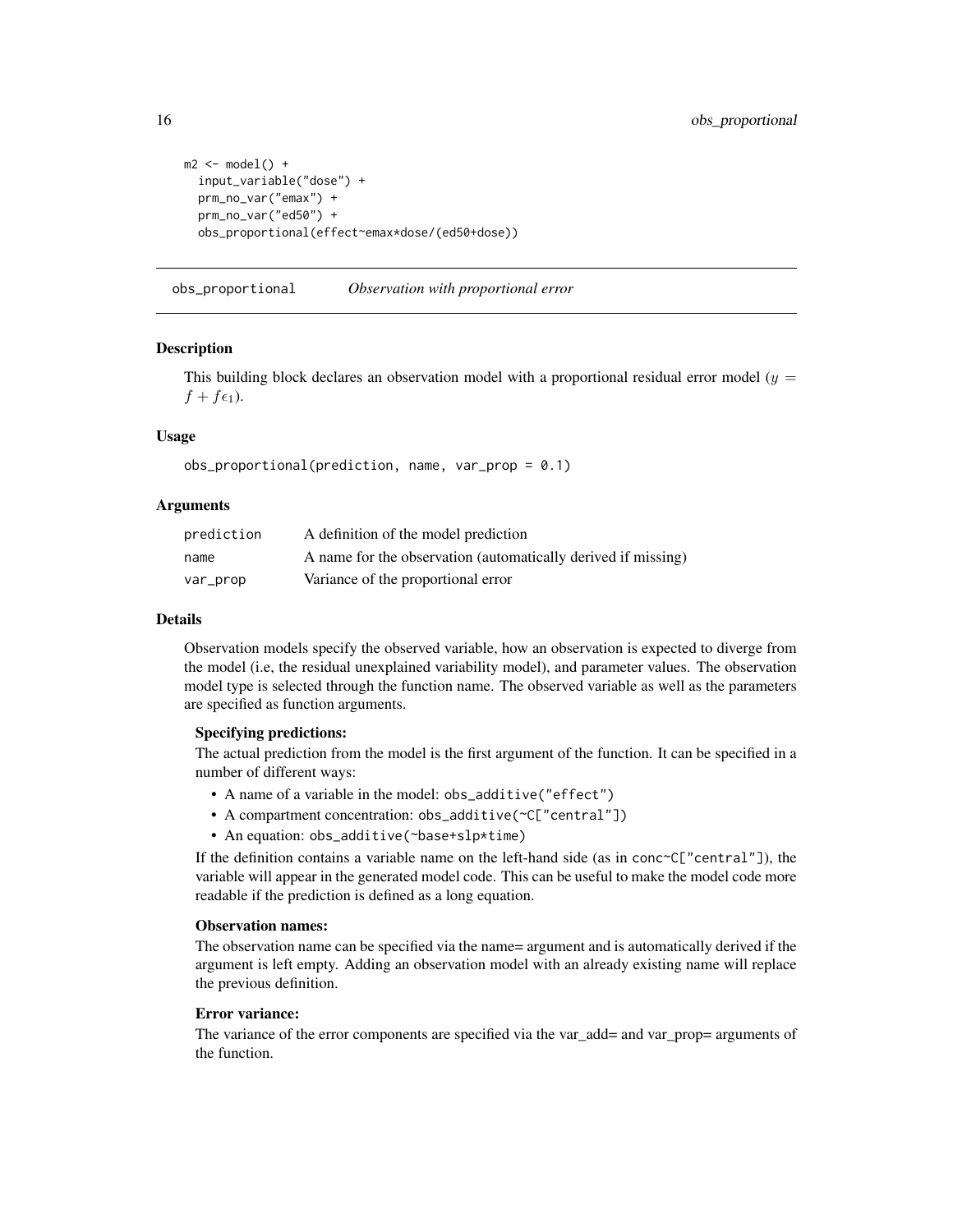```
m2 <- model() +
  input_variable("dose") +
  prm_no_var("emax") +
  prm_no_var("ed50") +
  obs_proportional(effect~emax*dose/(ed50+dose))
```

## obs_proportional — *Observation with proportional error*

### Description

This building block declares an observation model with a proportional residual error model ($y = f + f\epsilon_1$).

### Usage

```
obs_proportional(prediction, name, var_prop = 0.1)
```

### Arguments

| | |
|---|---|
| `prediction` | A definition of the model prediction |
| `name` | A name for the observation (automatically derived if missing) |
| `var_prop` | Variance of the proportional error |

### Details

Observation models specify the observed variable, how an observation is expected to diverge from the model (i.e, the residual unexplained variability model), and parameter values. The observation model type is selected through the function name. The observed variable as well as the parameters are specified as function arguments.

**Specifying predictions:**

The actual prediction from the model is the first argument of the function. It can be specified in a number of different ways:

- A name of a variable in the model: `obs_additive("effect")`
- A compartment concentration: `obs_additive(~C["central"])`
- An equation: `obs_additive(~base+slp*time)`

If the definition contains a variable name on the left-hand side (as in `conc~C["central"]`), the variable will appear in the generated model code. This can be useful to make the model code more readable if the prediction is defined as a long equation.

**Observation names:**

The observation name can be specified via the name= argument and is automatically derived if the argument is left empty. Adding an observation model with an already existing name will replace the previous definition.

**Error variance:**

The variance of the error components are specified via the var_add= and var_prop= arguments of the function.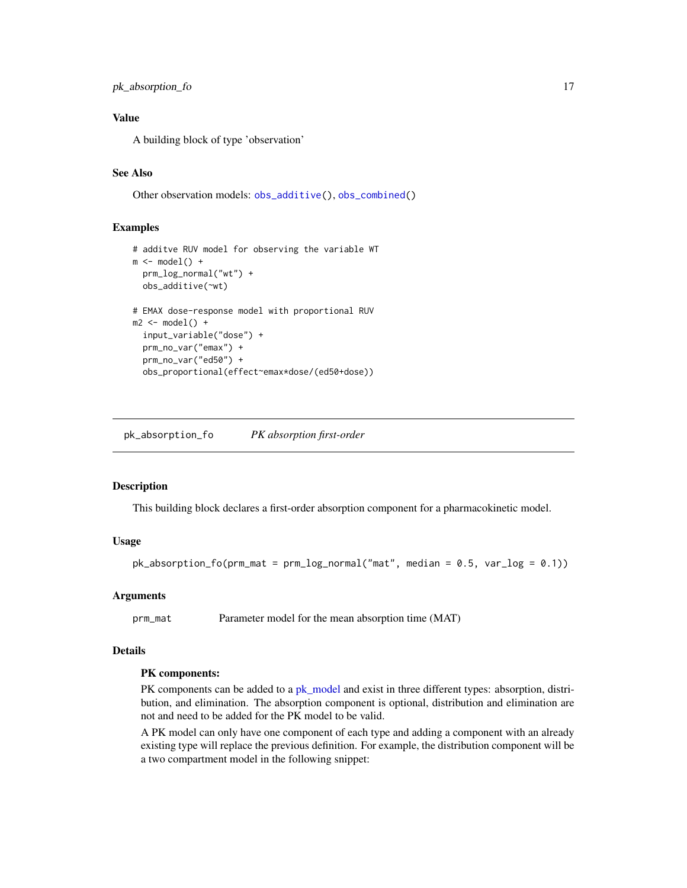## Value

A building block of type 'observation'

## See Also

Other observation models: `obs_additive()`, `obs_combined()`

## Examples

```
# additve RUV model for observing the variable WT
m <- model() +
  prm_log_normal("wt") +
  obs_additive(~wt)

# EMAX dose-response model with proportional RUV
m2 <- model() +
  input_variable("dose") +
  prm_no_var("emax") +
  prm_no_var("ed50") +
  obs_proportional(effect~emax*dose/(ed50+dose))
```

---

# pk_absorption_fo — *PK absorption first-order*

## Description

This building block declares a first-order absorption component for a pharmacokinetic model.

## Usage

```
pk_absorption_fo(prm_mat = prm_log_normal("mat", median = 0.5, var_log = 0.1))
```

## Arguments

| | |
|---|---|
| `prm_mat` | Parameter model for the mean absorption time (MAT) |

## Details

**PK components:**

PK components can be added to a pk_model and exist in three different types: absorption, distribution, and elimination. The absorption component is optional, distribution and elimination are not and need to be added for the PK model to be valid.

A PK model can only have one component of each type and adding a component with an already existing type will replace the previous definition. For example, the distribution component will be a two compartment model in the following snippet: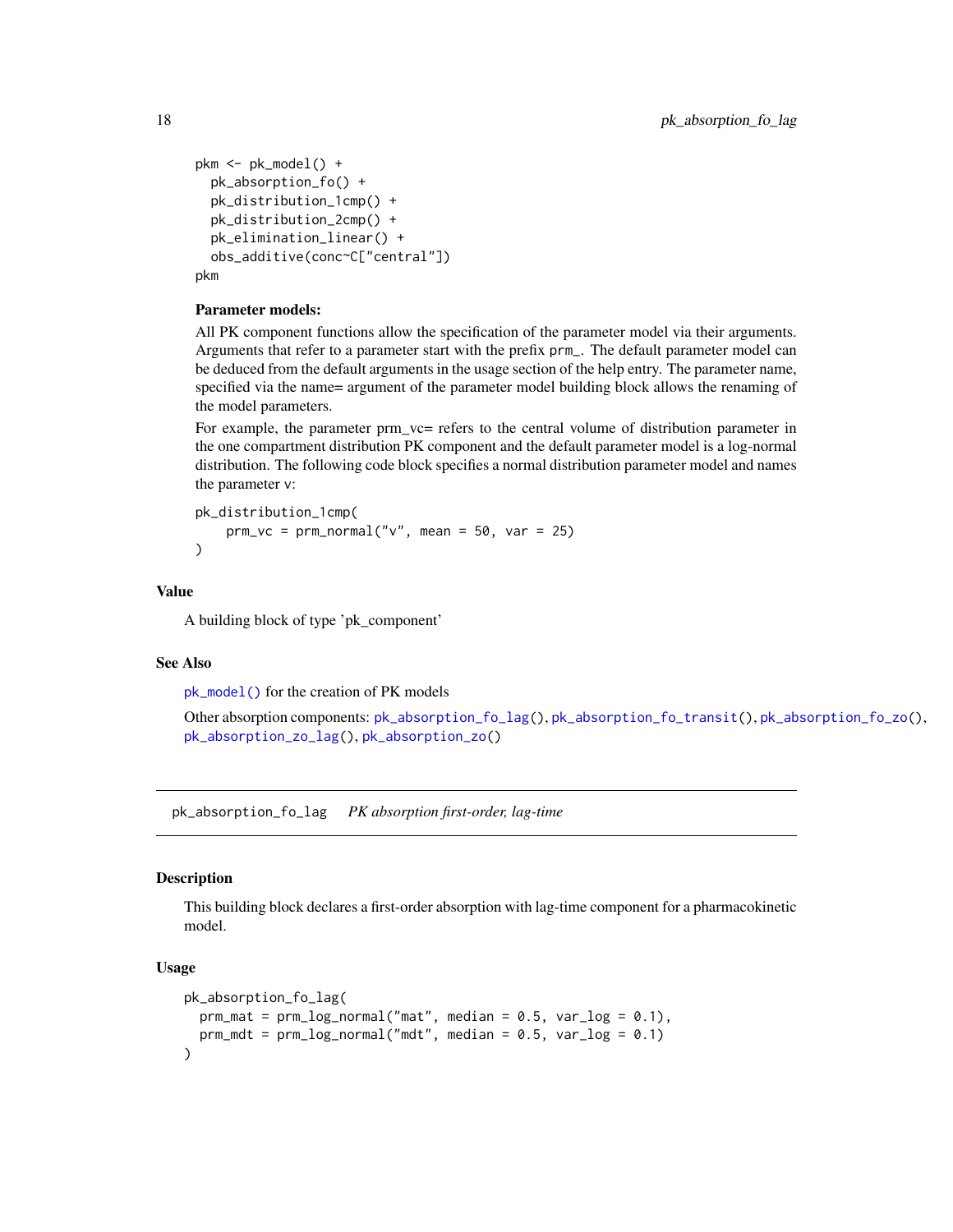```
pkm <- pk_model() +
  pk_absorption_fo() +
  pk_distribution_1cmp() +
  pk_distribution_2cmp() +
  pk_elimination_linear() +
  obs_additive(conc~C["central"])
pkm
```

**Parameter models:**

All PK component functions allow the specification of the parameter model via their arguments. Arguments that refer to a parameter start with the prefix `prm_`. The default parameter model can be deduced from the default arguments in the usage section of the help entry. The parameter name, specified via the name= argument of the parameter model building block allows the renaming of the model parameters.

For example, the parameter prm_vc= refers to the central volume of distribution parameter in the one compartment distribution PK component and the default parameter model is a log-normal distribution. The following code block specifies a normal distribution parameter model and names the parameter `v`:

```
pk_distribution_1cmp(
    prm_vc = prm_normal("v", mean = 50, var = 25)
)
```

### Value

A building block of type 'pk_component'

### See Also

`pk_model()` for the creation of PK models

Other absorption components: `pk_absorption_fo_lag()`, `pk_absorption_fo_transit()`, `pk_absorption_fo_zo()`, `pk_absorption_zo_lag()`, `pk_absorption_zo()`

---

## pk_absorption_fo_lag *PK absorption first-order, lag-time*

---

### Description

This building block declares a first-order absorption with lag-time component for a pharmacokinetic model.

### Usage

```
pk_absorption_fo_lag(
  prm_mat = prm_log_normal("mat", median = 0.5, var_log = 0.1),
  prm_mdt = prm_log_normal("mdt", median = 0.5, var_log = 0.1)
)
```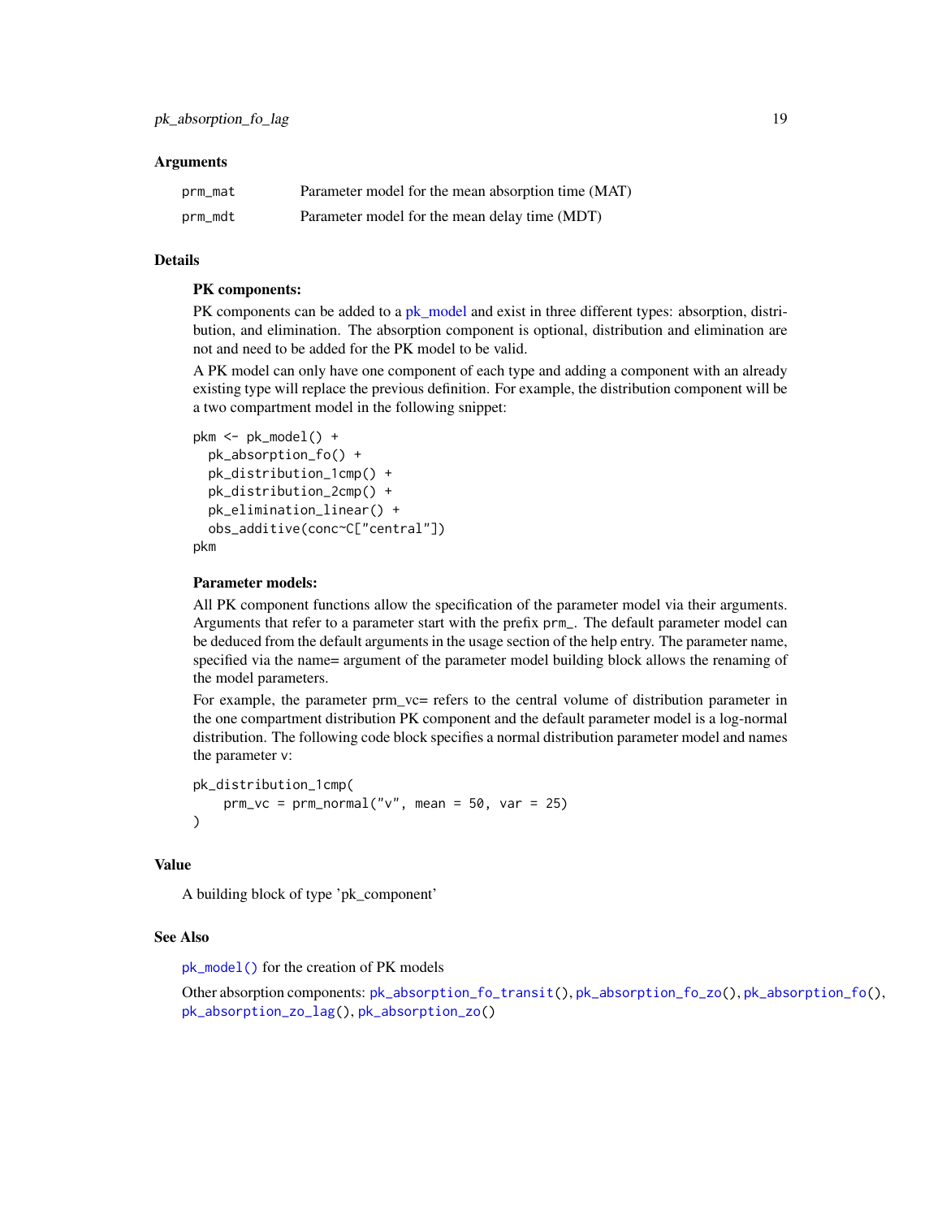## Arguments

| | |
|---|---|
| prm_mat | Parameter model for the mean absorption time (MAT) |
| prm_mdt | Parameter model for the mean delay time (MDT) |

## Details

**PK components:**

PK components can be added to a pk_model and exist in three different types: absorption, distribution, and elimination. The absorption component is optional, distribution and elimination are not and need to be added for the PK model to be valid.

A PK model can only have one component of each type and adding a component with an already existing type will replace the previous definition. For example, the distribution component will be a two compartment model in the following snippet:

```
pkm <- pk_model() +
  pk_absorption_fo() +
  pk_distribution_1cmp() +
  pk_distribution_2cmp() +
  pk_elimination_linear() +
  obs_additive(conc~C["central"])
pkm
```

**Parameter models:**

All PK component functions allow the specification of the parameter model via their arguments. Arguments that refer to a parameter start with the prefix `prm_`. The default parameter model can be deduced from the default arguments in the usage section of the help entry. The parameter name, specified via the name= argument of the parameter model building block allows the renaming of the model parameters.

For example, the parameter prm_vc= refers to the central volume of distribution parameter in the one compartment distribution PK component and the default parameter model is a log-normal distribution. The following code block specifies a normal distribution parameter model and names the parameter `v`:

```
pk_distribution_1cmp(
    prm_vc = prm_normal("v", mean = 50, var = 25)
)
```

## Value

A building block of type 'pk_component'

## See Also

`pk_model()` for the creation of PK models

Other absorption components: `pk_absorption_fo_transit()`, `pk_absorption_fo_zo()`, `pk_absorption_fo()`, `pk_absorption_zo_lag()`, `pk_absorption_zo()`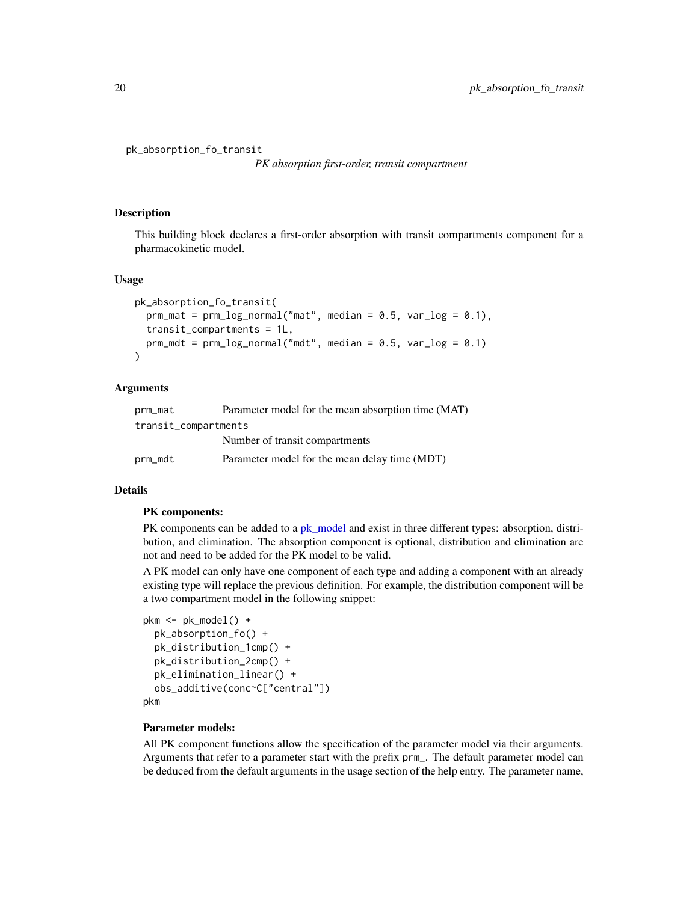`pk_absorption_fo_transit` *PK absorption first-order, transit compartment*

## Description

This building block declares a first-order absorption with transit compartments component for a pharmacokinetic model.

## Usage

```
pk_absorption_fo_transit(
  prm_mat = prm_log_normal("mat", median = 0.5, var_log = 0.1),
  transit_compartments = 1L,
  prm_mdt = prm_log_normal("mdt", median = 0.5, var_log = 0.1)
)
```

## Arguments

| | |
|---|---|
| `prm_mat` | Parameter model for the mean absorption time (MAT) |
| `transit_compartments` | Number of transit compartments |
| `prm_mdt` | Parameter model for the mean delay time (MDT) |

## Details

**PK components:**

PK components can be added to a pk_model and exist in three different types: absorption, distribution, and elimination. The absorption component is optional, distribution and elimination are not and need to be added for the PK model to be valid.

A PK model can only have one component of each type and adding a component with an already existing type will replace the previous definition. For example, the distribution component will be a two compartment model in the following snippet:

```
pkm <- pk_model() +
  pk_absorption_fo() +
  pk_distribution_1cmp() +
  pk_distribution_2cmp() +
  pk_elimination_linear() +
  obs_additive(conc~C["central"])
pkm
```

**Parameter models:**

All PK component functions allow the specification of the parameter model via their arguments. Arguments that refer to a parameter start with the prefix `prm_`. The default parameter model can be deduced from the default arguments in the usage section of the help entry. The parameter name,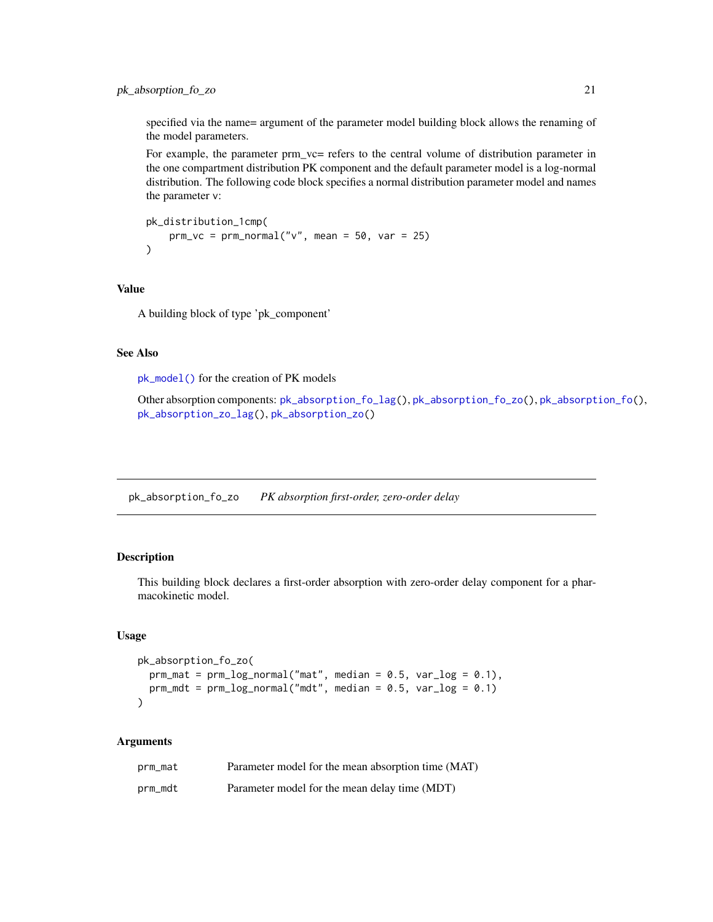specified via the name= argument of the parameter model building block allows the renaming of the model parameters.

For example, the parameter prm_vc= refers to the central volume of distribution parameter in the one compartment distribution PK component and the default parameter model is a log-normal distribution. The following code block specifies a normal distribution parameter model and names the parameter v:

```
pk_distribution_1cmp(
    prm_vc = prm_normal("v", mean = 50, var = 25)
)
```

### Value

A building block of type 'pk_component'

### See Also

`pk_model()` for the creation of PK models

Other absorption components: `pk_absorption_fo_lag()`, `pk_absorption_fo_zo()`, `pk_absorption_fo()`, `pk_absorption_zo_lag()`, `pk_absorption_zo()`

---

## pk_absorption_fo_zo — *PK absorption first-order, zero-order delay*

### Description

This building block declares a first-order absorption with zero-order delay component for a pharmacokinetic model.

### Usage

```
pk_absorption_fo_zo(
  prm_mat = prm_log_normal("mat", median = 0.5, var_log = 0.1),
  prm_mdt = prm_log_normal("mdt", median = 0.5, var_log = 0.1)
)
```

### Arguments

| | |
|---|---|
| prm_mat | Parameter model for the mean absorption time (MAT) |
| prm_mdt | Parameter model for the mean delay time (MDT) |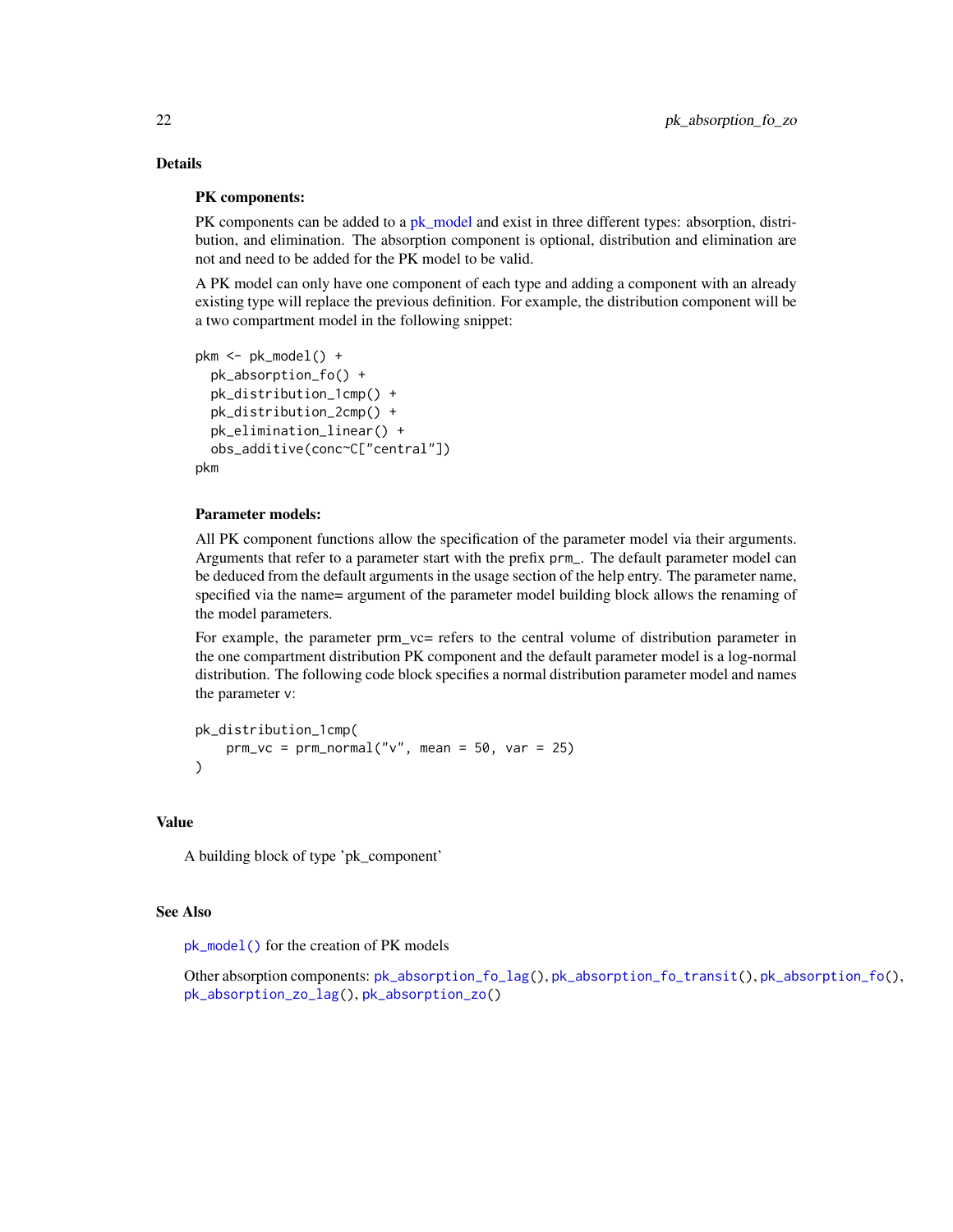## Details

### PK components:

PK components can be added to a pk_model and exist in three different types: absorption, distribution, and elimination. The absorption component is optional, distribution and elimination are not and need to be added for the PK model to be valid.

A PK model can only have one component of each type and adding a component with an already existing type will replace the previous definition. For example, the distribution component will be a two compartment model in the following snippet:

```
pkm <- pk_model() +
  pk_absorption_fo() +
  pk_distribution_1cmp() +
  pk_distribution_2cmp() +
  pk_elimination_linear() +
  obs_additive(conc~C["central"])
pkm
```

### Parameter models:

All PK component functions allow the specification of the parameter model via their arguments. Arguments that refer to a parameter start with the prefix `prm_`. The default parameter model can be deduced from the default arguments in the usage section of the help entry. The parameter name, specified via the name= argument of the parameter model building block allows the renaming of the model parameters.

For example, the parameter prm_vc= refers to the central volume of distribution parameter in the one compartment distribution PK component and the default parameter model is a log-normal distribution. The following code block specifies a normal distribution parameter model and names the parameter `v`:

```
pk_distribution_1cmp(
    prm_vc = prm_normal("v", mean = 50, var = 25)
)
```

## Value

A building block of type 'pk_component'

## See Also

`pk_model()` for the creation of PK models

Other absorption components: `pk_absorption_fo_lag()`, `pk_absorption_fo_transit()`, `pk_absorption_fo()`, `pk_absorption_zo_lag()`, `pk_absorption_zo()`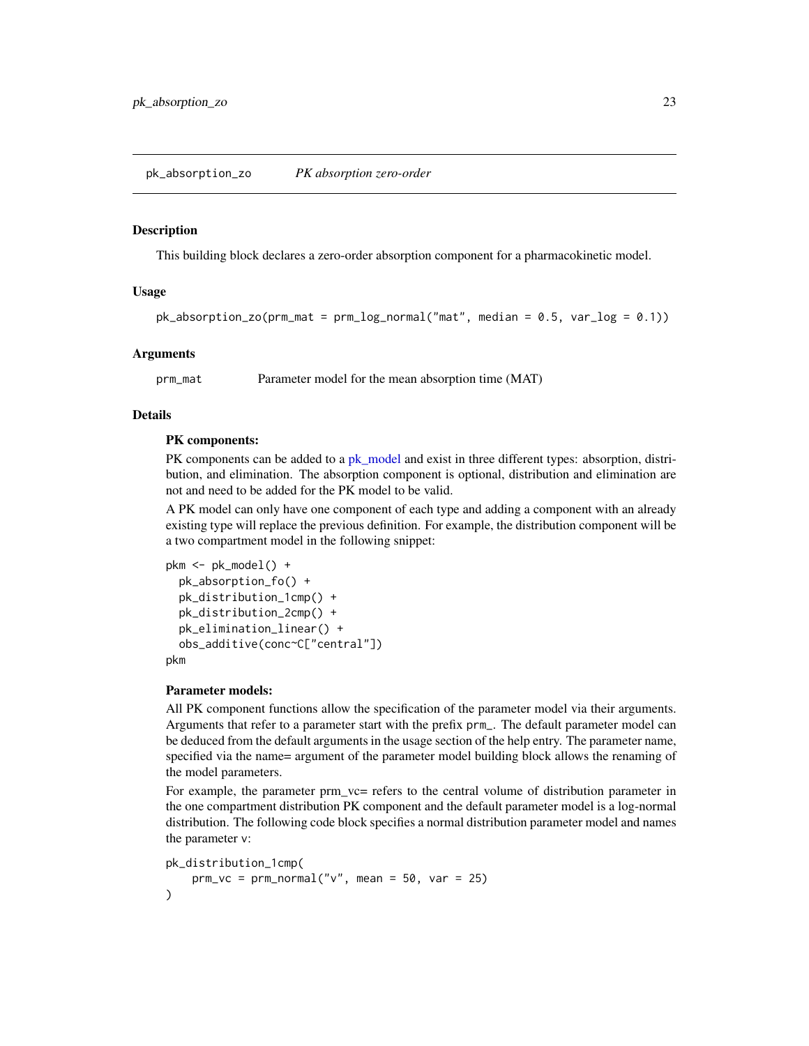## pk_absorption_zo &nbsp;&nbsp;&nbsp; *PK absorption zero-order*

### Description

This building block declares a zero-order absorption component for a pharmacokinetic model.

### Usage

```
pk_absorption_zo(prm_mat = prm_log_normal("mat", median = 0.5, var_log = 0.1))
```

### Arguments

| | |
|---|---|
| prm_mat | Parameter model for the mean absorption time (MAT) |

### Details

**PK components:**

PK components can be added to a pk_model and exist in three different types: absorption, distribution, and elimination. The absorption component is optional, distribution and elimination are not and need to be added for the PK model to be valid.

A PK model can only have one component of each type and adding a component with an already existing type will replace the previous definition. For example, the distribution component will be a two compartment model in the following snippet:

```
pkm <- pk_model() +
  pk_absorption_fo() +
  pk_distribution_1cmp() +
  pk_distribution_2cmp() +
  pk_elimination_linear() +
  obs_additive(conc~C["central"])
pkm
```

**Parameter models:**

All PK component functions allow the specification of the parameter model via their arguments. Arguments that refer to a parameter start with the prefix `prm_`. The default parameter model can be deduced from the default arguments in the usage section of the help entry. The parameter name, specified via the name= argument of the parameter model building block allows the renaming of the model parameters.

For example, the parameter prm_vc= refers to the central volume of distribution parameter in the one compartment distribution PK component and the default parameter model is a log-normal distribution. The following code block specifies a normal distribution parameter model and names the parameter `v`:

```
pk_distribution_1cmp(
    prm_vc = prm_normal("v", mean = 50, var = 25)
)
```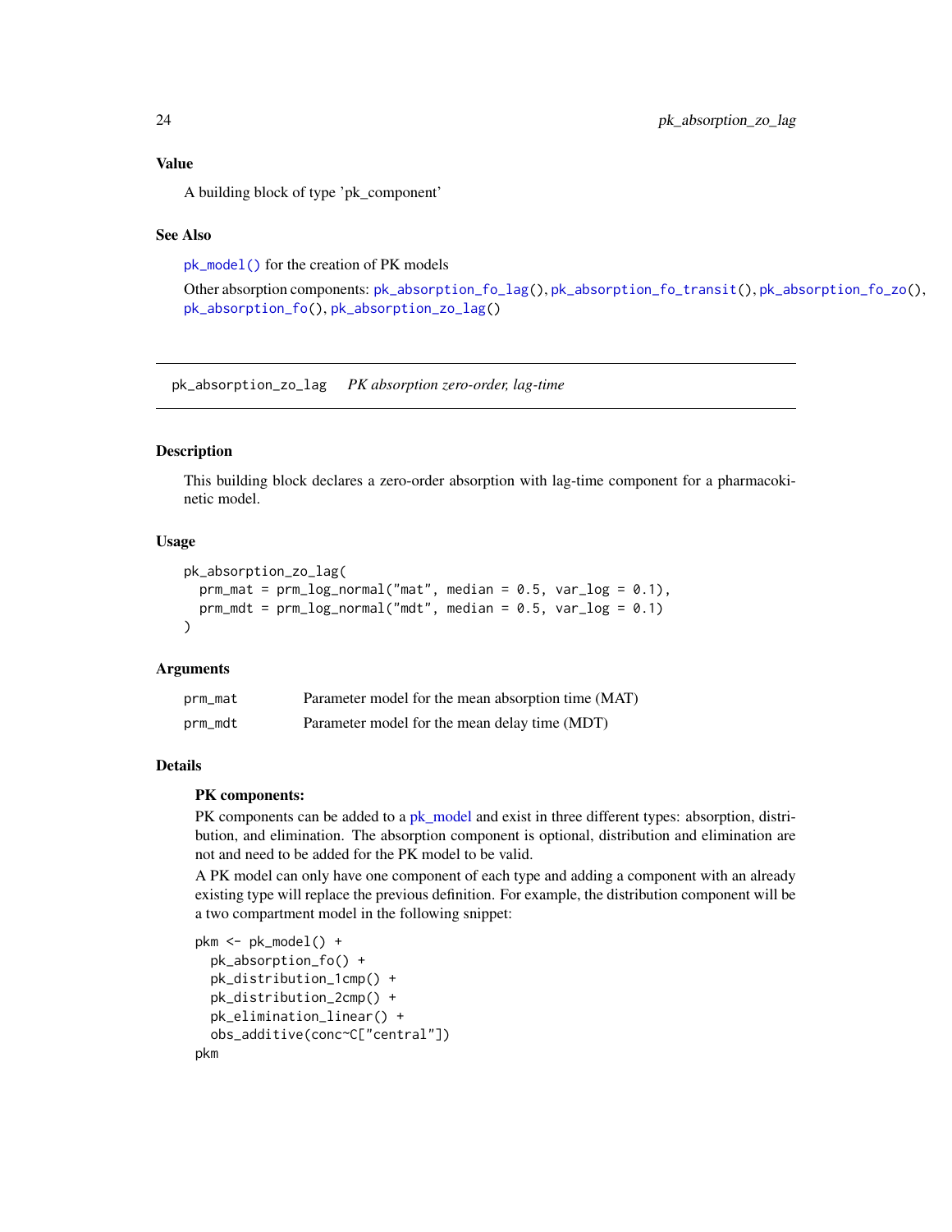### Value

A building block of type 'pk_component'

### See Also

`pk_model()` for the creation of PK models

Other absorption components: `pk_absorption_fo_lag()`, `pk_absorption_fo_transit()`, `pk_absorption_fo_zo()`, `pk_absorption_fo()`, `pk_absorption_zo_lag()`

---

## pk_absorption_zo_lag — *PK absorption zero-order, lag-time*

### Description

This building block declares a zero-order absorption with lag-time component for a pharmacokinetic model.

### Usage

```
pk_absorption_zo_lag(
  prm_mat = prm_log_normal("mat", median = 0.5, var_log = 0.1),
  prm_mdt = prm_log_normal("mdt", median = 0.5, var_log = 0.1)
)
```

### Arguments

| | |
|---|---|
| prm_mat | Parameter model for the mean absorption time (MAT) |
| prm_mdt | Parameter model for the mean delay time (MDT) |

### Details

**PK components:**

PK components can be added to a pk_model and exist in three different types: absorption, distribution, and elimination. The absorption component is optional, distribution and elimination are not and need to be added for the PK model to be valid.

A PK model can only have one component of each type and adding a component with an already existing type will replace the previous definition. For example, the distribution component will be a two compartment model in the following snippet:

```
pkm <- pk_model() +
  pk_absorption_fo() +
  pk_distribution_1cmp() +
  pk_distribution_2cmp() +
  pk_elimination_linear() +
  obs_additive(conc~C["central"])
pkm
```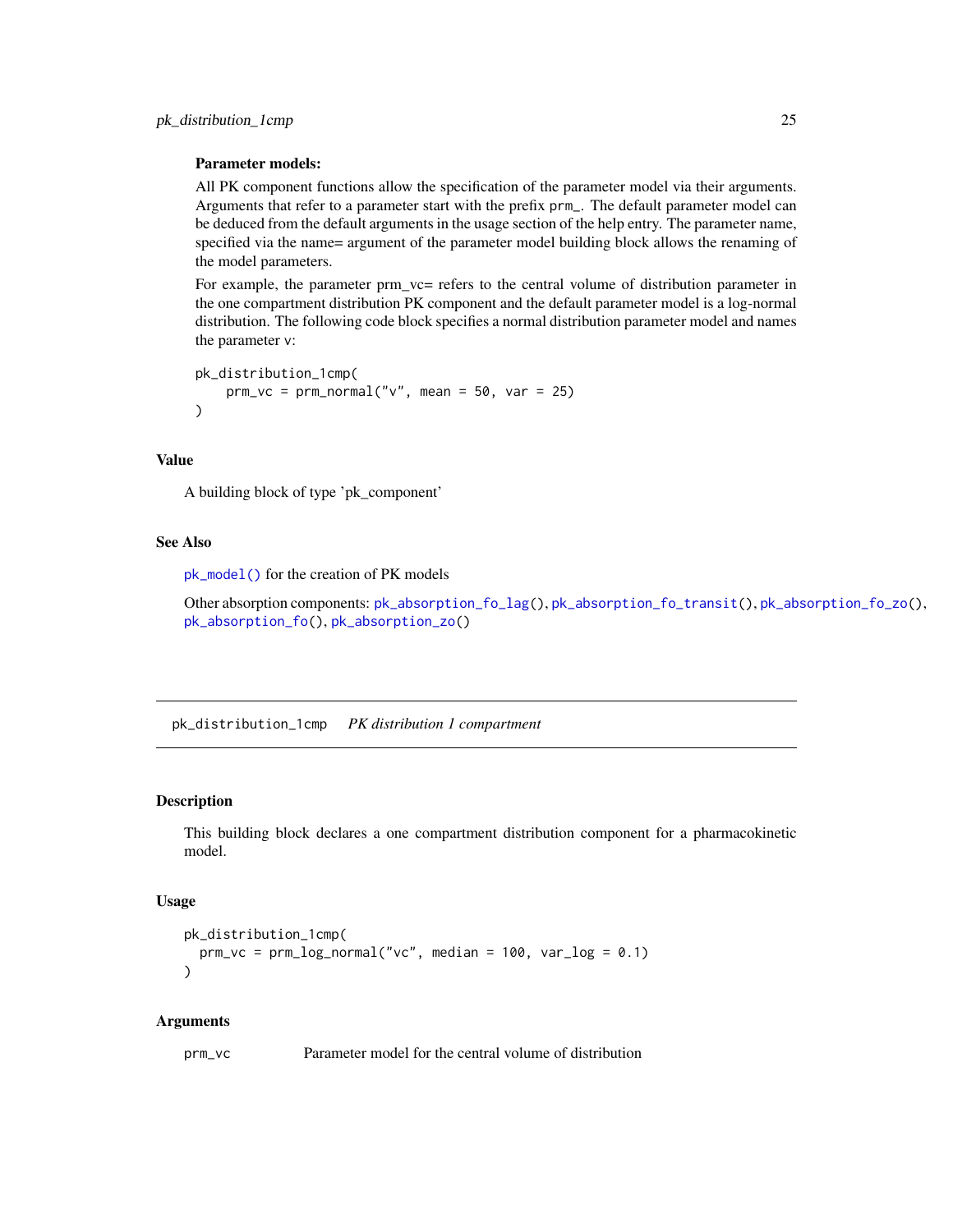**Parameter models:**

All PK component functions allow the specification of the parameter model via their arguments. Arguments that refer to a parameter start with the prefix prm_. The default parameter model can be deduced from the default arguments in the usage section of the help entry. The parameter name, specified via the name= argument of the parameter model building block allows the renaming of the model parameters.

For example, the parameter prm_vc= refers to the central volume of distribution parameter in the one compartment distribution PK component and the default parameter model is a log-normal distribution. The following code block specifies a normal distribution parameter model and names the parameter v:

```
pk_distribution_1cmp(
    prm_vc = prm_normal("v", mean = 50, var = 25)
)
```

### Value

A building block of type 'pk_component'

### See Also

pk_model() for the creation of PK models

Other absorption components: pk_absorption_fo_lag(), pk_absorption_fo_transit(), pk_absorption_fo_zo(), pk_absorption_fo(), pk_absorption_zo()

---

## pk_distribution_1cmp *PK distribution 1 compartment*

---

### Description

This building block declares a one compartment distribution component for a pharmacokinetic model.

### Usage

```
pk_distribution_1cmp(
  prm_vc = prm_log_normal("vc", median = 100, var_log = 0.1)
)
```

### Arguments

| | |
|---|---|
| prm_vc | Parameter model for the central volume of distribution |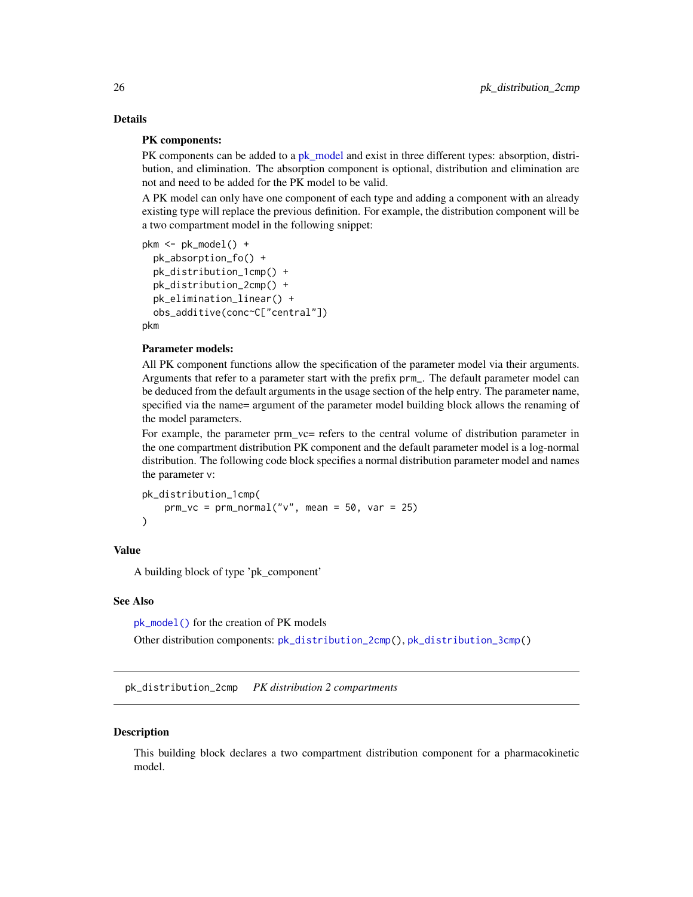## Details

**PK components:**

PK components can be added to a pk_model and exist in three different types: absorption, distribution, and elimination. The absorption component is optional, distribution and elimination are not and need to be added for the PK model to be valid.

A PK model can only have one component of each type and adding a component with an already existing type will replace the previous definition. For example, the distribution component will be a two compartment model in the following snippet:

```
pkm <- pk_model() +
  pk_absorption_fo() +
  pk_distribution_1cmp() +
  pk_distribution_2cmp() +
  pk_elimination_linear() +
  obs_additive(conc~C["central"])
pkm
```

**Parameter models:**

All PK component functions allow the specification of the parameter model via their arguments. Arguments that refer to a parameter start with the prefix prm_. The default parameter model can be deduced from the default arguments in the usage section of the help entry. The parameter name, specified via the name= argument of the parameter model building block allows the renaming of the model parameters.

For example, the parameter prm_vc= refers to the central volume of distribution parameter in the one compartment distribution PK component and the default parameter model is a log-normal distribution. The following code block specifies a normal distribution parameter model and names the parameter v:

```
pk_distribution_1cmp(
    prm_vc = prm_normal("v", mean = 50, var = 25)
)
```

## Value

A building block of type 'pk_component'

## See Also

pk_model() for the creation of PK models

Other distribution components: pk_distribution_2cmp(), pk_distribution_3cmp()

---

# pk_distribution_2cmp *PK distribution 2 compartments*

## Description

This building block declares a two compartment distribution component for a pharmacokinetic model.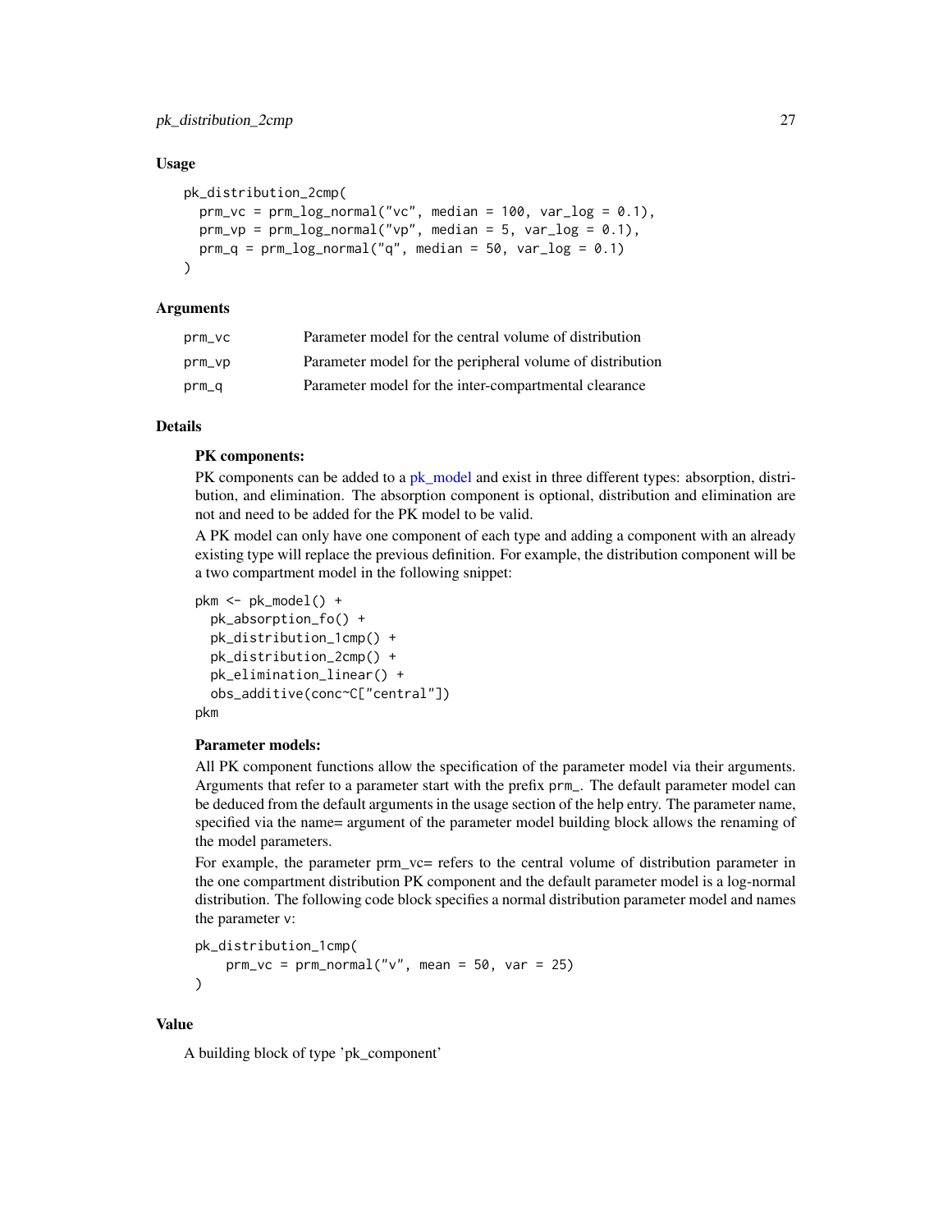## Usage

```
pk_distribution_2cmp(
  prm_vc = prm_log_normal("vc", median = 100, var_log = 0.1),
  prm_vp = prm_log_normal("vp", median = 5, var_log = 0.1),
  prm_q = prm_log_normal("q", median = 50, var_log = 0.1)
)
```

## Arguments

| | |
|---|---|
| prm_vc | Parameter model for the central volume of distribution |
| prm_vp | Parameter model for the peripheral volume of distribution |
| prm_q | Parameter model for the inter-compartmental clearance |

## Details

**PK components:**

PK components can be added to a pk_model and exist in three different types: absorption, distribution, and elimination. The absorption component is optional, distribution and elimination are not and need to be added for the PK model to be valid.

A PK model can only have one component of each type and adding a component with an already existing type will replace the previous definition. For example, the distribution component will be a two compartment model in the following snippet:

```
pkm <- pk_model() +
  pk_absorption_fo() +
  pk_distribution_1cmp() +
  pk_distribution_2cmp() +
  pk_elimination_linear() +
  obs_additive(conc~C["central"])
pkm
```

**Parameter models:**

All PK component functions allow the specification of the parameter model via their arguments. Arguments that refer to a parameter start with the prefix `prm_`. The default parameter model can be deduced from the default arguments in the usage section of the help entry. The parameter name, specified via the name= argument of the parameter model building block allows the renaming of the model parameters.

For example, the parameter prm_vc= refers to the central volume of distribution parameter in the one compartment distribution PK component and the default parameter model is a log-normal distribution. The following code block specifies a normal distribution parameter model and names the parameter v:

```
pk_distribution_1cmp(
    prm_vc = prm_normal("v", mean = 50, var = 25)
)
```

## Value

A building block of type 'pk_component'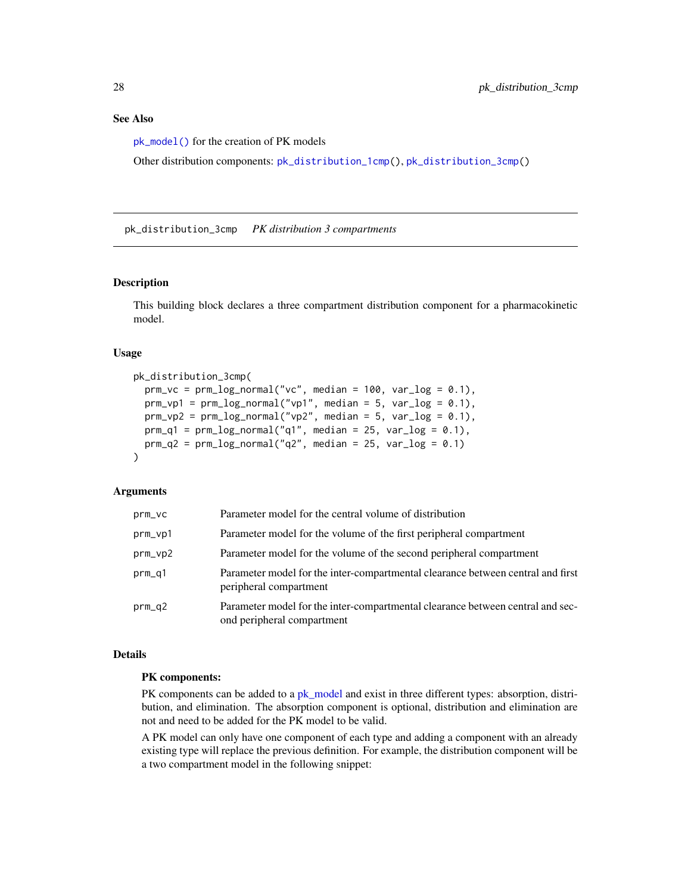### See Also

`pk_model()` for the creation of PK models

Other distribution components: `pk_distribution_1cmp()`, `pk_distribution_3cmp()`

---

## pk_distribution_3cmp — *PK distribution 3 compartments*

### Description

This building block declares a three compartment distribution component for a pharmacokinetic model.

### Usage

```
pk_distribution_3cmp(
  prm_vc = prm_log_normal("vc", median = 100, var_log = 0.1),
  prm_vp1 = prm_log_normal("vp1", median = 5, var_log = 0.1),
  prm_vp2 = prm_log_normal("vp2", median = 5, var_log = 0.1),
  prm_q1 = prm_log_normal("q1", median = 25, var_log = 0.1),
  prm_q2 = prm_log_normal("q2", median = 25, var_log = 0.1)
)
```

### Arguments

| | |
|---|---|
| `prm_vc` | Parameter model for the central volume of distribution |
| `prm_vp1` | Parameter model for the volume of the first peripheral compartment |
| `prm_vp2` | Parameter model for the volume of the second peripheral compartment |
| `prm_q1` | Parameter model for the inter-compartmental clearance between central and first peripheral compartment |
| `prm_q2` | Parameter model for the inter-compartmental clearance between central and second peripheral compartment |

### Details

**PK components:**

PK components can be added to a pk_model and exist in three different types: absorption, distribution, and elimination. The absorption component is optional, distribution and elimination are not and need to be added for the PK model to be valid.

A PK model can only have one component of each type and adding a component with an already existing type will replace the previous definition. For example, the distribution component will be a two compartment model in the following snippet: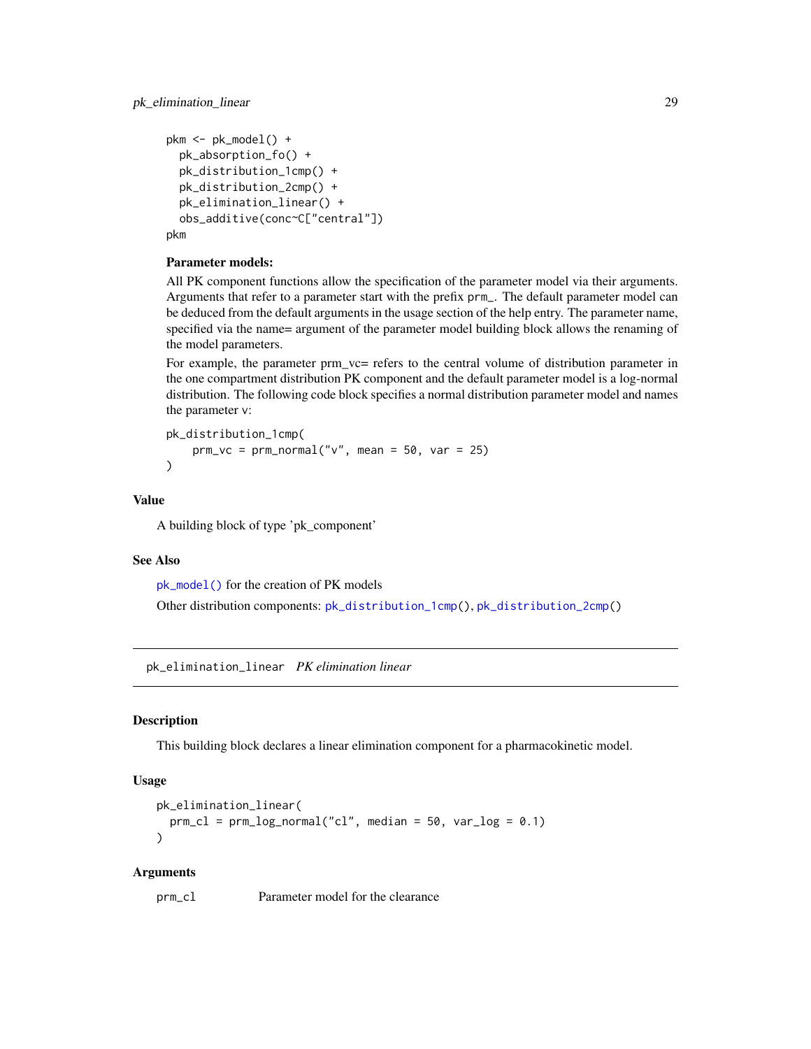```
pkm <- pk_model() +
  pk_absorption_fo() +
  pk_distribution_1cmp() +
  pk_distribution_2cmp() +
  pk_elimination_linear() +
  obs_additive(conc~C["central"])
pkm
```

**Parameter models:**

All PK component functions allow the specification of the parameter model via their arguments. Arguments that refer to a parameter start with the prefix `prm_`. The default parameter model can be deduced from the default arguments in the usage section of the help entry. The parameter name, specified via the name= argument of the parameter model building block allows the renaming of the model parameters.

For example, the parameter prm_vc= refers to the central volume of distribution parameter in the one compartment distribution PK component and the default parameter model is a log-normal distribution. The following code block specifies a normal distribution parameter model and names the parameter `v`:

```
pk_distribution_1cmp(
    prm_vc = prm_normal("v", mean = 50, var = 25)
)
```

### Value

A building block of type 'pk_component'

### See Also

`pk_model()` for the creation of PK models

Other distribution components: `pk_distribution_1cmp()`, `pk_distribution_2cmp()`

---

## pk_elimination_linear *PK elimination linear*

### Description

This building block declares a linear elimination component for a pharmacokinetic model.

### Usage

```
pk_elimination_linear(
  prm_cl = prm_log_normal("cl", median = 50, var_log = 0.1)
)
```

### Arguments

| | |
|---|---|
| `prm_cl` | Parameter model for the clearance |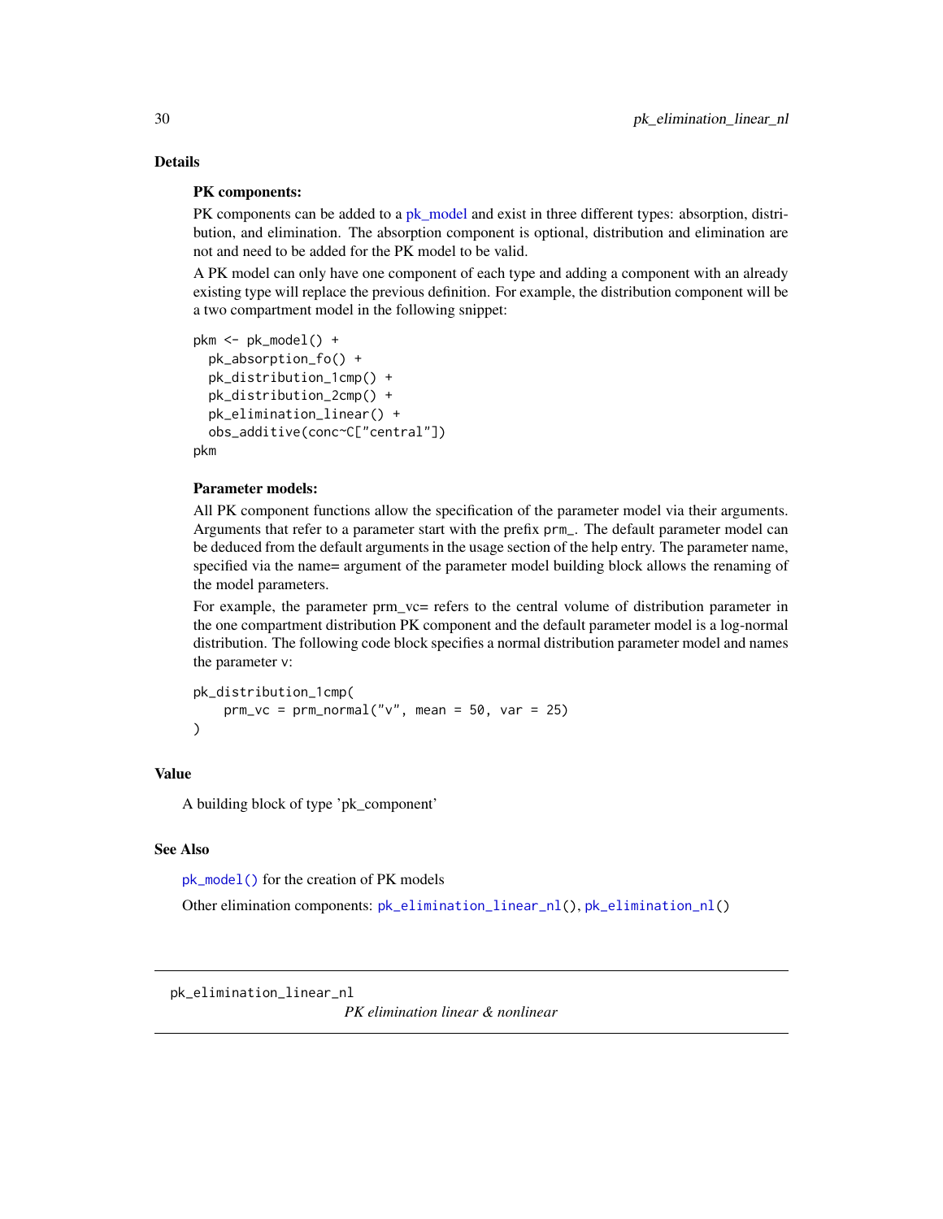### Details

**PK components:**

PK components can be added to a pk_model and exist in three different types: absorption, distribution, and elimination. The absorption component is optional, distribution and elimination are not and need to be added for the PK model to be valid.

A PK model can only have one component of each type and adding a component with an already existing type will replace the previous definition. For example, the distribution component will be a two compartment model in the following snippet:

```
pkm <- pk_model() +
  pk_absorption_fo() +
  pk_distribution_1cmp() +
  pk_distribution_2cmp() +
  pk_elimination_linear() +
  obs_additive(conc~C["central"])
pkm
```

**Parameter models:**

All PK component functions allow the specification of the parameter model via their arguments. Arguments that refer to a parameter start with the prefix `prm_`. The default parameter model can be deduced from the default arguments in the usage section of the help entry. The parameter name, specified via the name= argument of the parameter model building block allows the renaming of the model parameters.

For example, the parameter prm_vc= refers to the central volume of distribution parameter in the one compartment distribution PK component and the default parameter model is a log-normal distribution. The following code block specifies a normal distribution parameter model and names the parameter `v`:

```
pk_distribution_1cmp(
    prm_vc = prm_normal("v", mean = 50, var = 25)
)
```

### Value

A building block of type 'pk_component'

### See Also

`pk_model()` for the creation of PK models

Other elimination components: `pk_elimination_linear_nl()`, `pk_elimination_nl()`

---

## pk_elimination_linear_nl    *PK elimination linear & nonlinear*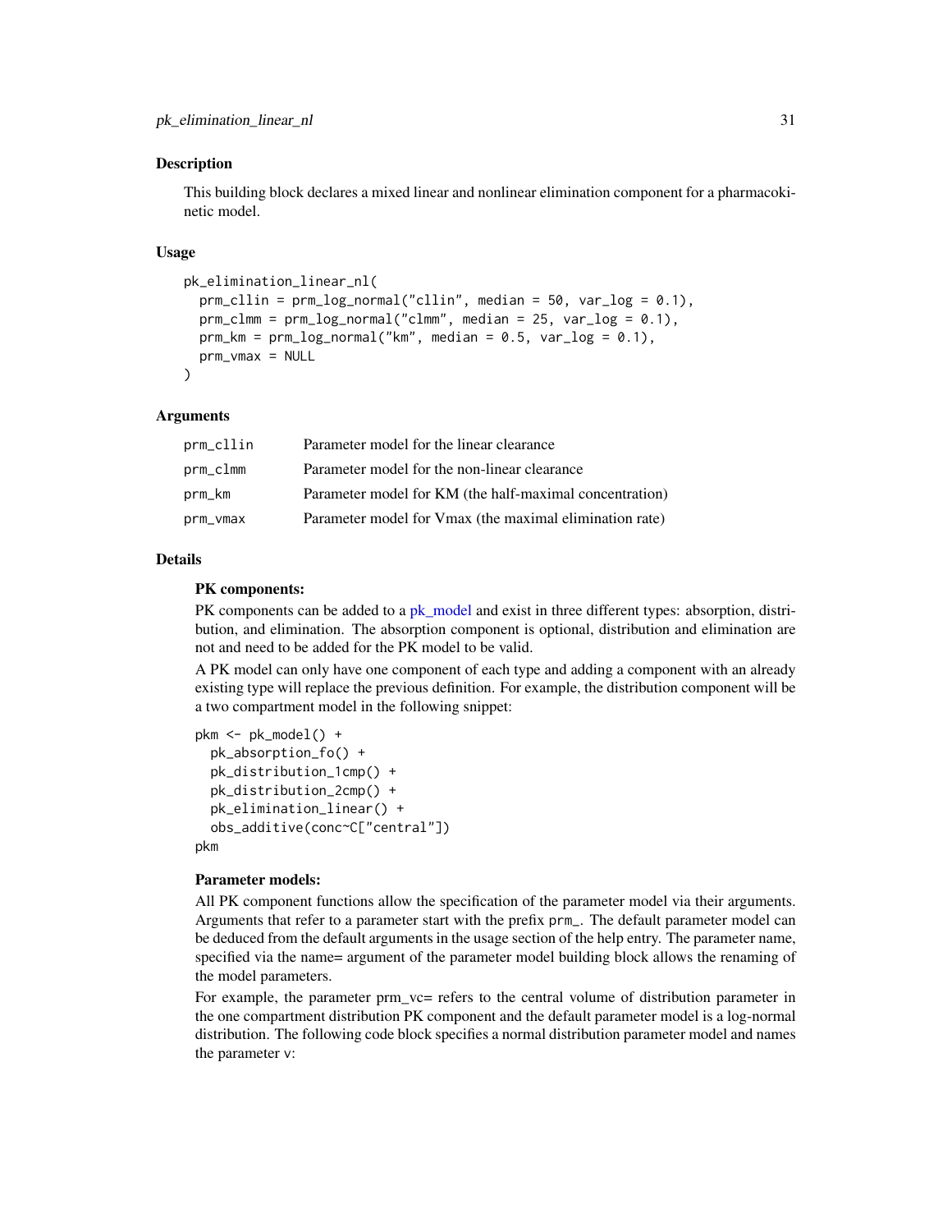## Description

This building block declares a mixed linear and nonlinear elimination component for a pharmacokinetic model.

## Usage

```
pk_elimination_linear_nl(
  prm_cllin = prm_log_normal("cllin", median = 50, var_log = 0.1),
  prm_clmm = prm_log_normal("clmm", median = 25, var_log = 0.1),
  prm_km = prm_log_normal("km", median = 0.5, var_log = 0.1),
  prm_vmax = NULL
)
```

## Arguments

| | |
|---|---|
| prm_cllin | Parameter model for the linear clearance |
| prm_clmm | Parameter model for the non-linear clearance |
| prm_km | Parameter model for KM (the half-maximal concentration) |
| prm_vmax | Parameter model for Vmax (the maximal elimination rate) |

## Details

### PK components:

PK components can be added to a pk_model and exist in three different types: absorption, distribution, and elimination. The absorption component is optional, distribution and elimination are not and need to be added for the PK model to be valid.

A PK model can only have one component of each type and adding a component with an already existing type will replace the previous definition. For example, the distribution component will be a two compartment model in the following snippet:

```
pkm <- pk_model() +
  pk_absorption_fo() +
  pk_distribution_1cmp() +
  pk_distribution_2cmp() +
  pk_elimination_linear() +
  obs_additive(conc~C["central"])
pkm
```

### Parameter models:

All PK component functions allow the specification of the parameter model via their arguments. Arguments that refer to a parameter start with the prefix prm_. The default parameter model can be deduced from the default arguments in the usage section of the help entry. The parameter name, specified via the name= argument of the parameter model building block allows the renaming of the model parameters.

For example, the parameter prm_vc= refers to the central volume of distribution parameter in the one compartment distribution PK component and the default parameter model is a log-normal distribution. The following code block specifies a normal distribution parameter model and names the parameter v: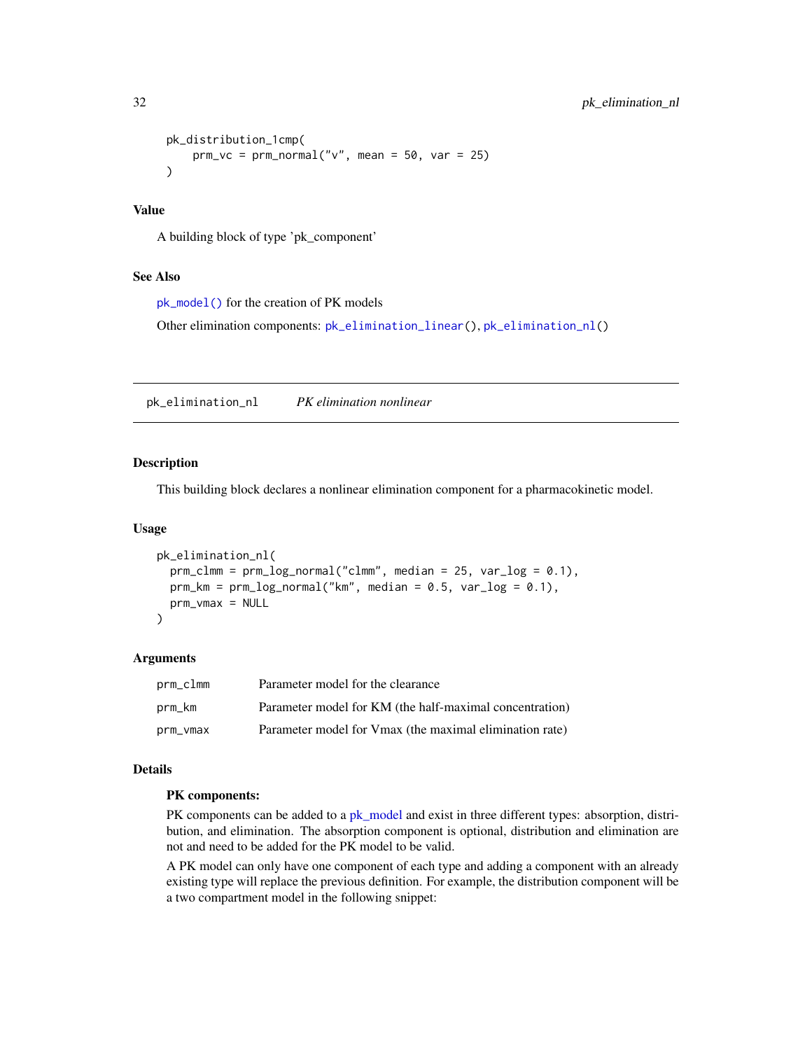```
pk_distribution_1cmp(
    prm_vc = prm_normal("v", mean = 50, var = 25)
)
```

### Value

A building block of type 'pk_component'

### See Also

pk_model() for the creation of PK models

Other elimination components: pk_elimination_linear(), pk_elimination_nl()

## pk_elimination_nl *PK elimination nonlinear*

### Description

This building block declares a nonlinear elimination component for a pharmacokinetic model.

### Usage

```
pk_elimination_nl(
  prm_clmm = prm_log_normal("clmm", median = 25, var_log = 0.1),
  prm_km = prm_log_normal("km", median = 0.5, var_log = 0.1),
  prm_vmax = NULL
)
```

### Arguments

| | |
|---|---|
| prm_clmm | Parameter model for the clearance |
| prm_km | Parameter model for KM (the half-maximal concentration) |
| prm_vmax | Parameter model for Vmax (the maximal elimination rate) |

### Details

**PK components:**

PK components can be added to a pk_model and exist in three different types: absorption, distribution, and elimination. The absorption component is optional, distribution and elimination are not and need to be added for the PK model to be valid.

A PK model can only have one component of each type and adding a component with an already existing type will replace the previous definition. For example, the distribution component will be a two compartment model in the following snippet: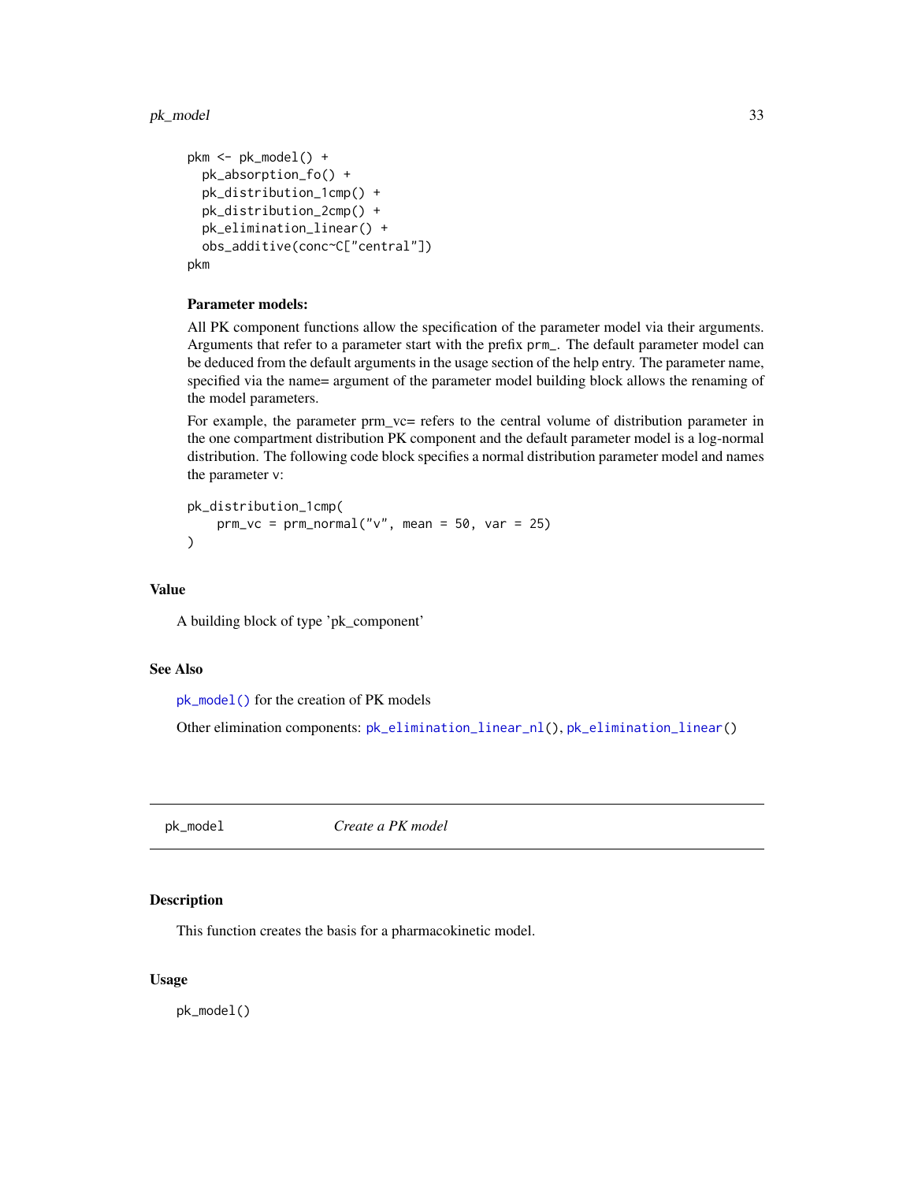```
pkm <- pk_model() +
  pk_absorption_fo() +
  pk_distribution_1cmp() +
  pk_distribution_2cmp() +
  pk_elimination_linear() +
  obs_additive(conc~C["central"])
pkm
```

**Parameter models:**

All PK component functions allow the specification of the parameter model via their arguments. Arguments that refer to a parameter start with the prefix `prm_`. The default parameter model can be deduced from the default arguments in the usage section of the help entry. The parameter name, specified via the name= argument of the parameter model building block allows the renaming of the model parameters.

For example, the parameter prm_vc= refers to the central volume of distribution parameter in the one compartment distribution PK component and the default parameter model is a log-normal distribution. The following code block specifies a normal distribution parameter model and names the parameter `v`:

```
pk_distribution_1cmp(
    prm_vc = prm_normal("v", mean = 50, var = 25)
)
```

### Value

A building block of type 'pk_component'

### See Also

`pk_model()` for the creation of PK models

Other elimination components: `pk_elimination_linear_nl()`, `pk_elimination_linear()`

---

## pk_model — *Create a PK model*

### Description

This function creates the basis for a pharmacokinetic model.

### Usage

```
pk_model()
```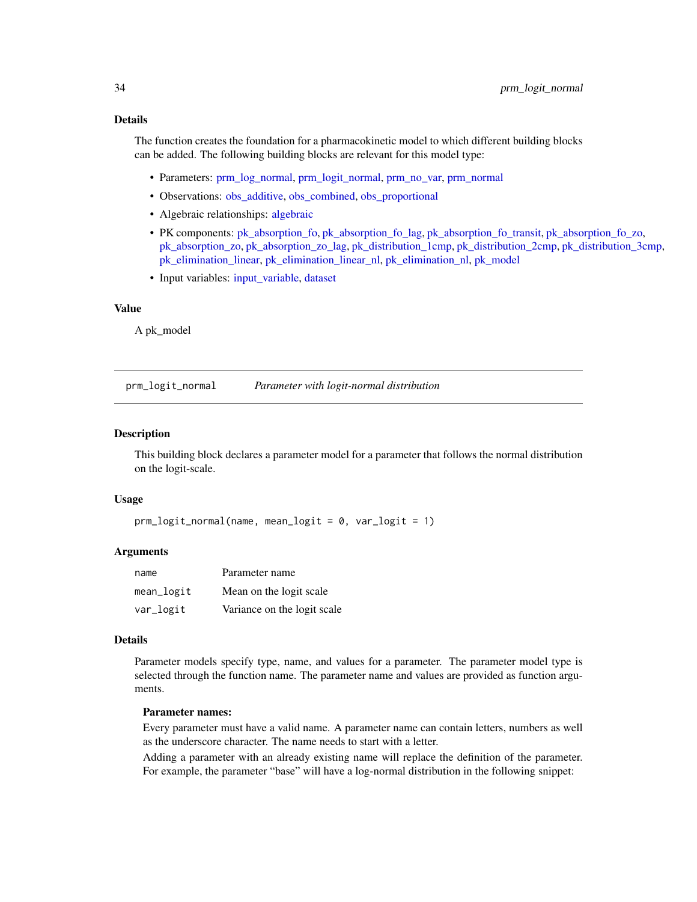### Details

The function creates the foundation for a pharmacokinetic model to which different building blocks can be added. The following building blocks are relevant for this model type:

- Parameters: prm_log_normal, prm_logit_normal, prm_no_var, prm_normal
- Observations: obs_additive, obs_combined, obs_proportional
- Algebraic relationships: algebraic
- PK components: pk_absorption_fo, pk_absorption_fo_lag, pk_absorption_fo_transit, pk_absorption_fo_zo, pk_absorption_zo, pk_absorption_zo_lag, pk_distribution_1cmp, pk_distribution_2cmp, pk_distribution_3cmp, pk_elimination_linear, pk_elimination_linear_nl, pk_elimination_nl, pk_model
- Input variables: input_variable, dataset

### Value

A pk_model

---

## prm_logit_normal    *Parameter with logit-normal distribution*

---

### Description

This building block declares a parameter model for a parameter that follows the normal distribution on the logit-scale.

### Usage

```
prm_logit_normal(name, mean_logit = 0, var_logit = 1)
```

### Arguments

| | |
|---|---|
| `name` | Parameter name |
| `mean_logit` | Mean on the logit scale |
| `var_logit` | Variance on the logit scale |

### Details

Parameter models specify type, name, and values for a parameter. The parameter model type is selected through the function name. The parameter name and values are provided as function arguments.

**Parameter names:**

Every parameter must have a valid name. A parameter name can contain letters, numbers as well as the underscore character. The name needs to start with a letter.

Adding a parameter with an already existing name will replace the definition of the parameter. For example, the parameter "base" will have a log-normal distribution in the following snippet: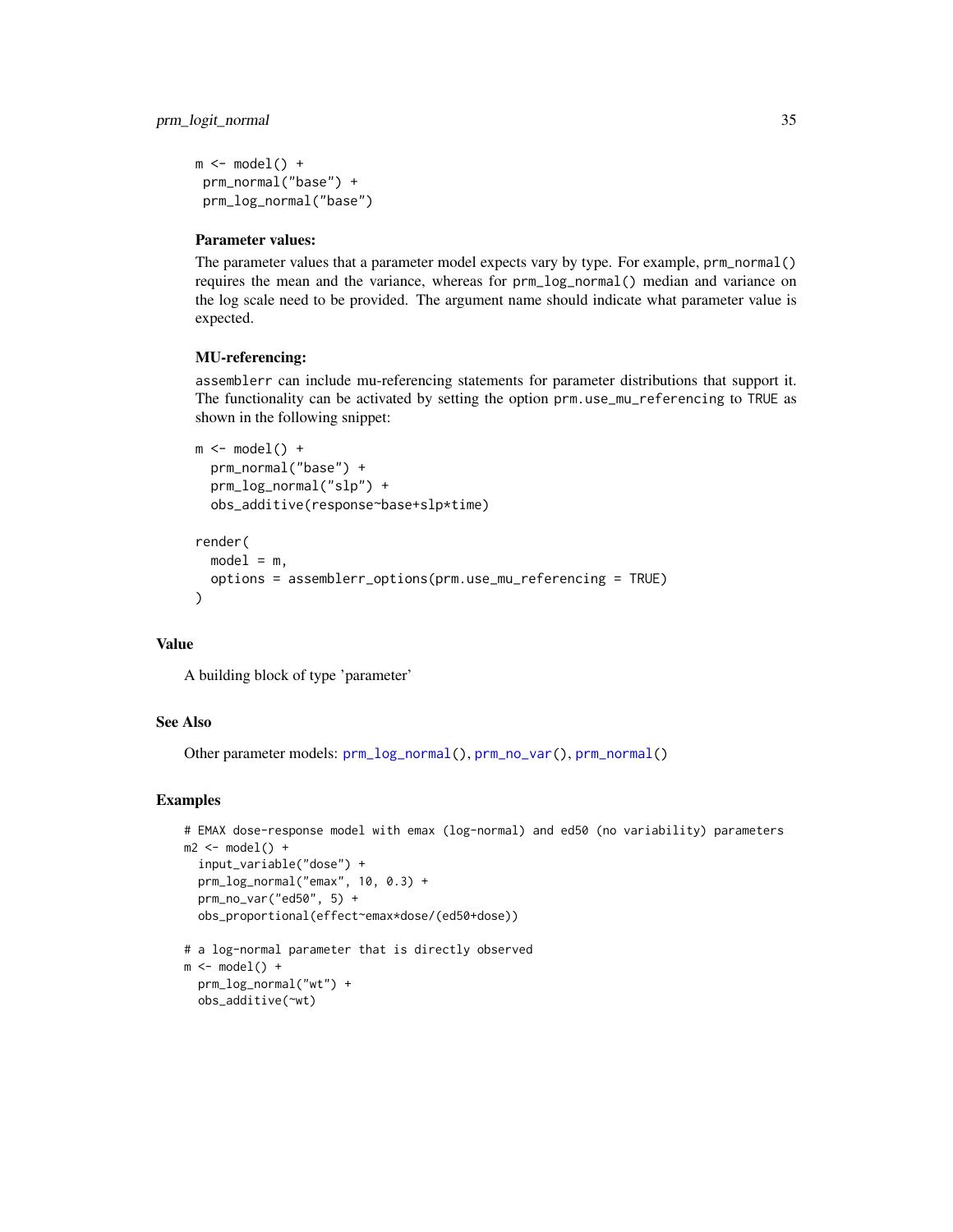```
m <- model() +
 prm_normal("base") +
 prm_log_normal("base")
```

**Parameter values:**

The parameter values that a parameter model expects vary by type. For example, `prm_normal()` requires the mean and the variance, whereas for `prm_log_normal()` median and variance on the log scale need to be provided. The argument name should indicate what parameter value is expected.

**MU-referencing:**

`assemblerr` can include mu-referencing statements for parameter distributions that support it. The functionality can be activated by setting the option `prm.use_mu_referencing` to `TRUE` as shown in the following snippet:

```
m <- model() +
  prm_normal("base") +
  prm_log_normal("slp") +
  obs_additive(response~base+slp*time)

render(
  model = m,
  options = assemblerr_options(prm.use_mu_referencing = TRUE)
)
```

## Value

A building block of type 'parameter'

## See Also

Other parameter models: `prm_log_normal()`, `prm_no_var()`, `prm_normal()`

## Examples

```
# EMAX dose-response model with emax (log-normal) and ed50 (no variability) parameters
m2 <- model() +
  input_variable("dose") +
  prm_log_normal("emax", 10, 0.3) +
  prm_no_var("ed50", 5) +
  obs_proportional(effect~emax*dose/(ed50+dose))

# a log-normal parameter that is directly observed
m <- model() +
  prm_log_normal("wt") +
  obs_additive(~wt)
```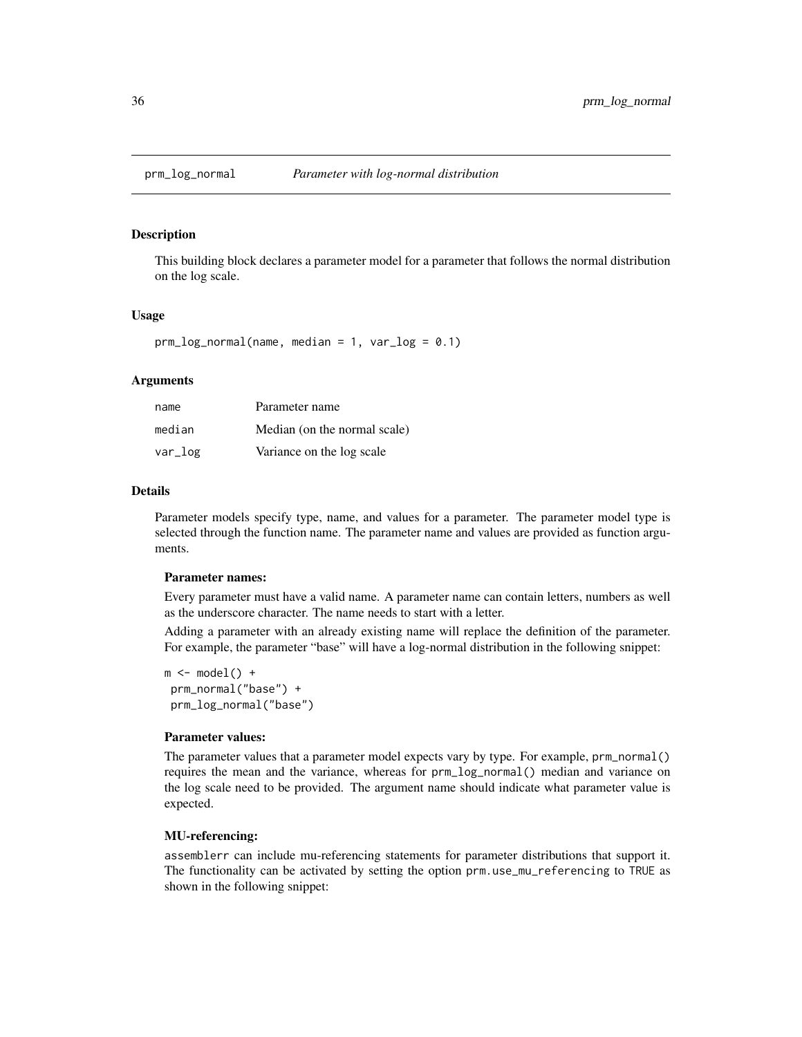# prm_log_normal — *Parameter with log-normal distribution*

## Description

This building block declares a parameter model for a parameter that follows the normal distribution on the log scale.

## Usage

```
prm_log_normal(name, median = 1, var_log = 0.1)
```

## Arguments

| | |
|---|---|
| name | Parameter name |
| median | Median (on the normal scale) |
| var_log | Variance on the log scale |

## Details

Parameter models specify type, name, and values for a parameter. The parameter model type is selected through the function name. The parameter name and values are provided as function arguments.

### Parameter names:

Every parameter must have a valid name. A parameter name can contain letters, numbers as well as the underscore character. The name needs to start with a letter.

Adding a parameter with an already existing name will replace the definition of the parameter. For example, the parameter "base" will have a log-normal distribution in the following snippet:

```
m <- model() +
 prm_normal("base") +
 prm_log_normal("base")
```

### Parameter values:

The parameter values that a parameter model expects vary by type. For example, `prm_normal()` requires the mean and the variance, whereas for `prm_log_normal()` median and variance on the log scale need to be provided. The argument name should indicate what parameter value is expected.

### MU-referencing:

`assemblerr` can include mu-referencing statements for parameter distributions that support it. The functionality can be activated by setting the option `prm.use_mu_referencing` to `TRUE` as shown in the following snippet: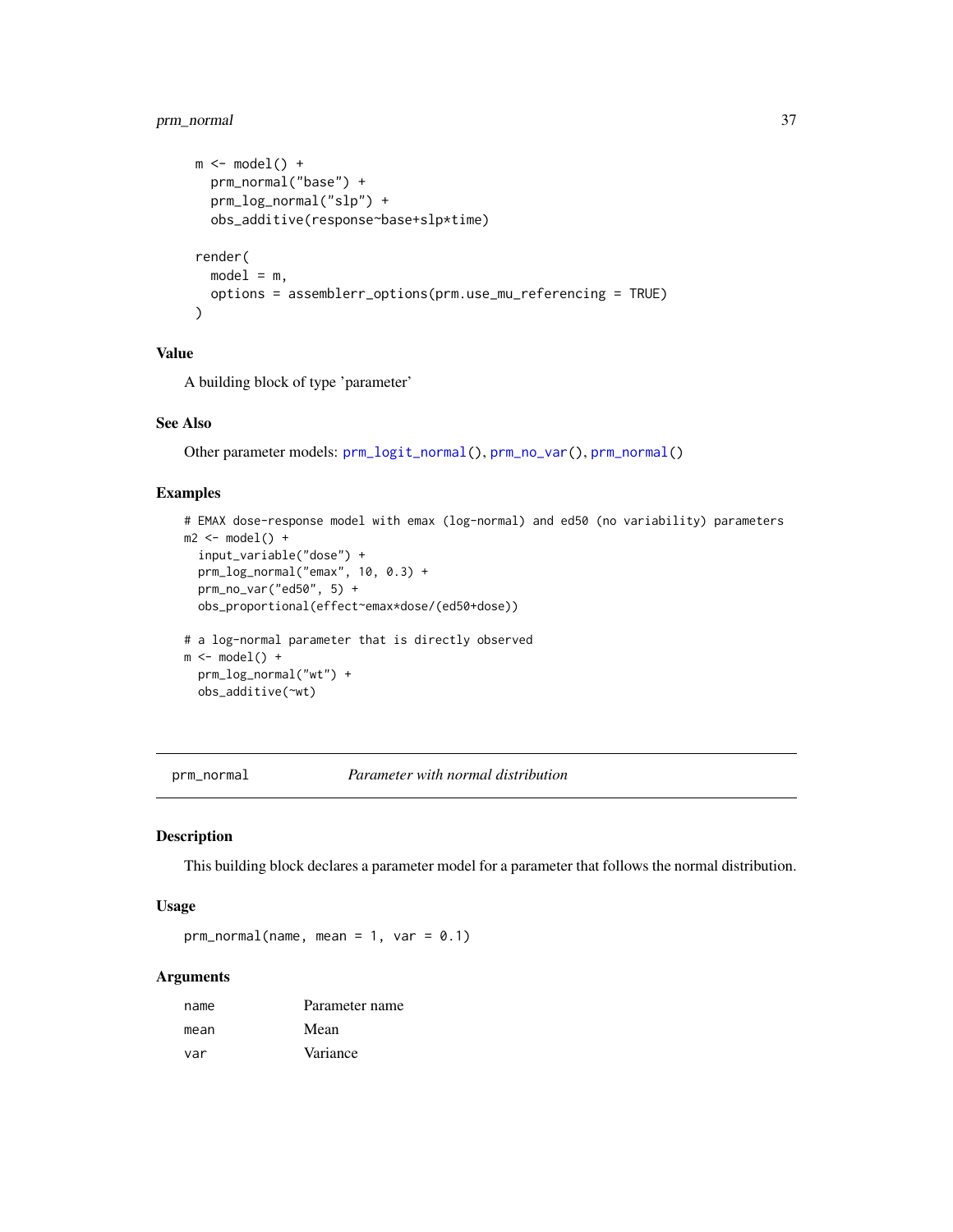```
m <- model() +
  prm_normal("base") +
  prm_log_normal("slp") +
  obs_additive(response~base+slp*time)

render(
  model = m,
  options = assemblerr_options(prm.use_mu_referencing = TRUE)
)
```

### Value

A building block of type 'parameter'

### See Also

Other parameter models: prm_logit_normal(), prm_no_var(), prm_normal()

### Examples

```
# EMAX dose-response model with emax (log-normal) and ed50 (no variability) parameters
m2 <- model() +
  input_variable("dose") +
  prm_log_normal("emax", 10, 0.3) +
  prm_no_var("ed50", 5) +
  obs_proportional(effect~emax*dose/(ed50+dose))

# a log-normal parameter that is directly observed
m <- model() +
  prm_log_normal("wt") +
  obs_additive(~wt)
```

## prm_normal — *Parameter with normal distribution*

### Description

This building block declares a parameter model for a parameter that follows the normal distribution.

### Usage

```
prm_normal(name, mean = 1, var = 0.1)
```

### Arguments

| | |
|---|---|
| name | Parameter name |
| mean | Mean |
| var | Variance |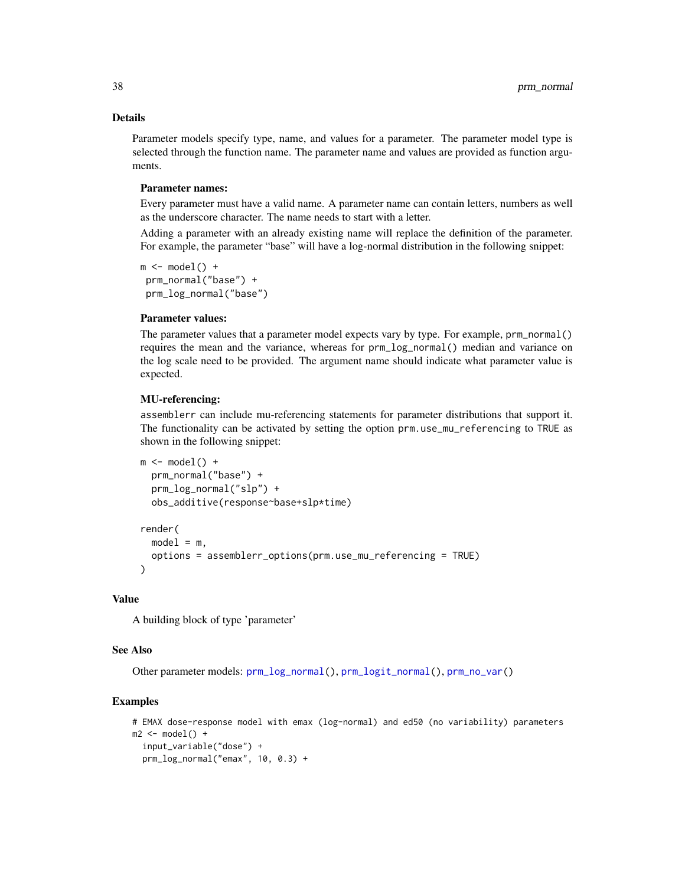## Details

Parameter models specify type, name, and values for a parameter. The parameter model type is selected through the function name. The parameter name and values are provided as function arguments.

### Parameter names:

Every parameter must have a valid name. A parameter name can contain letters, numbers as well as the underscore character. The name needs to start with a letter.

Adding a parameter with an already existing name will replace the definition of the parameter. For example, the parameter "base" will have a log-normal distribution in the following snippet:

```
m <- model() +
 prm_normal("base") +
 prm_log_normal("base")
```

### Parameter values:

The parameter values that a parameter model expects vary by type. For example, `prm_normal()` requires the mean and the variance, whereas for `prm_log_normal()` median and variance on the log scale need to be provided. The argument name should indicate what parameter value is expected.

### MU-referencing:

`assemblerr` can include mu-referencing statements for parameter distributions that support it. The functionality can be activated by setting the option `prm.use_mu_referencing` to `TRUE` as shown in the following snippet:

```
m <- model() +
  prm_normal("base") +
  prm_log_normal("slp") +
  obs_additive(response~base+slp*time)

render(
  model = m,
  options = assemblerr_options(prm.use_mu_referencing = TRUE)
)
```

## Value

A building block of type 'parameter'

## See Also

Other parameter models: `prm_log_normal()`, `prm_logit_normal()`, `prm_no_var()`

## Examples

```
# EMAX dose-response model with emax (log-normal) and ed50 (no variability) parameters
m2 <- model() +
  input_variable("dose") +
  prm_log_normal("emax", 10, 0.3) +
```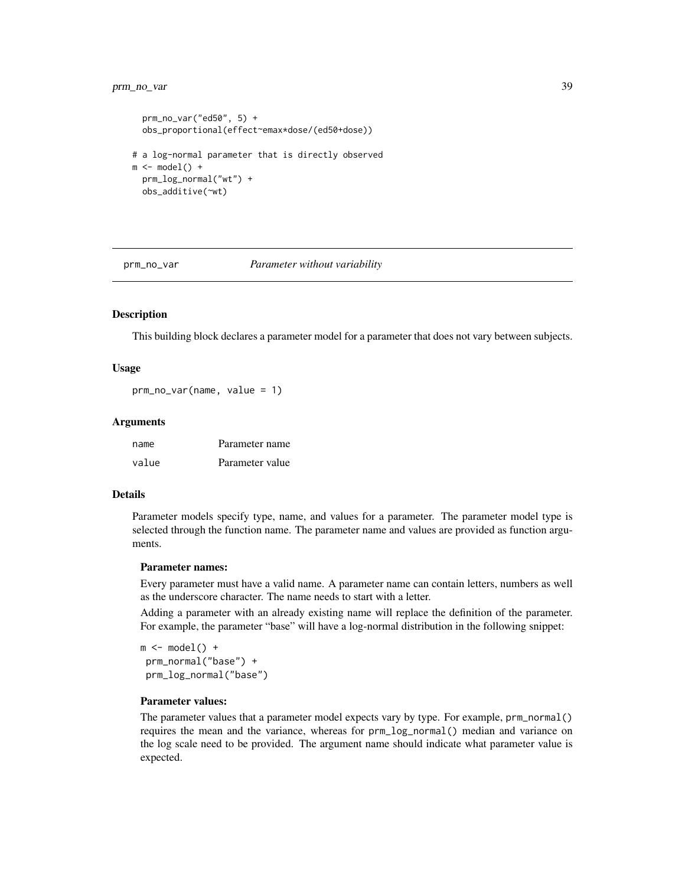```
  prm_no_var("ed50", 5) +
  obs_proportional(effect~emax*dose/(ed50+dose))

# a log-normal parameter that is directly observed
m <- model() +
  prm_log_normal("wt") +
  obs_additive(~wt)
```

---

## prm_no_var — *Parameter without variability*

### Description

This building block declares a parameter model for a parameter that does not vary between subjects.

### Usage

```
prm_no_var(name, value = 1)
```

### Arguments

| | |
|---|---|
| name | Parameter name |
| value | Parameter value |

### Details

Parameter models specify type, name, and values for a parameter. The parameter model type is selected through the function name. The parameter name and values are provided as function arguments.

**Parameter names:**

Every parameter must have a valid name. A parameter name can contain letters, numbers as well as the underscore character. The name needs to start with a letter.

Adding a parameter with an already existing name will replace the definition of the parameter. For example, the parameter "base" will have a log-normal distribution in the following snippet:

```
m <- model() +
 prm_normal("base") +
 prm_log_normal("base")
```

**Parameter values:**

The parameter values that a parameter model expects vary by type. For example, `prm_normal()` requires the mean and the variance, whereas for `prm_log_normal()` median and variance on the log scale need to be provided. The argument name should indicate what parameter value is expected.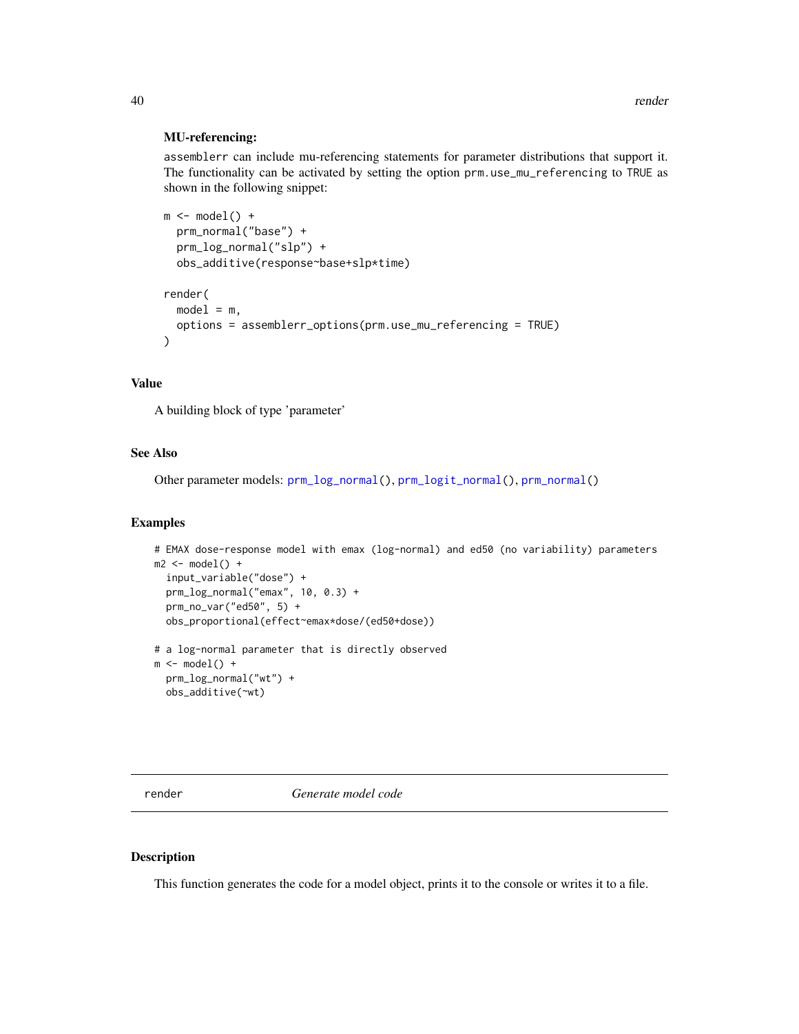**MU-referencing:**

`assemblerr` can include mu-referencing statements for parameter distributions that support it. The functionality can be activated by setting the option `prm.use_mu_referencing` to `TRUE` as shown in the following snippet:

```
m <- model() +
  prm_normal("base") +
  prm_log_normal("slp") +
  obs_additive(response~base+slp*time)

render(
  model = m,
  options = assemblerr_options(prm.use_mu_referencing = TRUE)
)
```

## Value

A building block of type 'parameter'

## See Also

Other parameter models: `prm_log_normal()`, `prm_logit_normal()`, `prm_normal()`

## Examples

```
# EMAX dose-response model with emax (log-normal) and ed50 (no variability) parameters
m2 <- model() +
  input_variable("dose") +
  prm_log_normal("emax", 10, 0.3) +
  prm_no_var("ed50", 5) +
  obs_proportional(effect~emax*dose/(ed50+dose))

# a log-normal parameter that is directly observed
m <- model() +
  prm_log_normal("wt") +
  obs_additive(~wt)
```

---

# render — *Generate model code*

## Description

This function generates the code for a model object, prints it to the console or writes it to a file.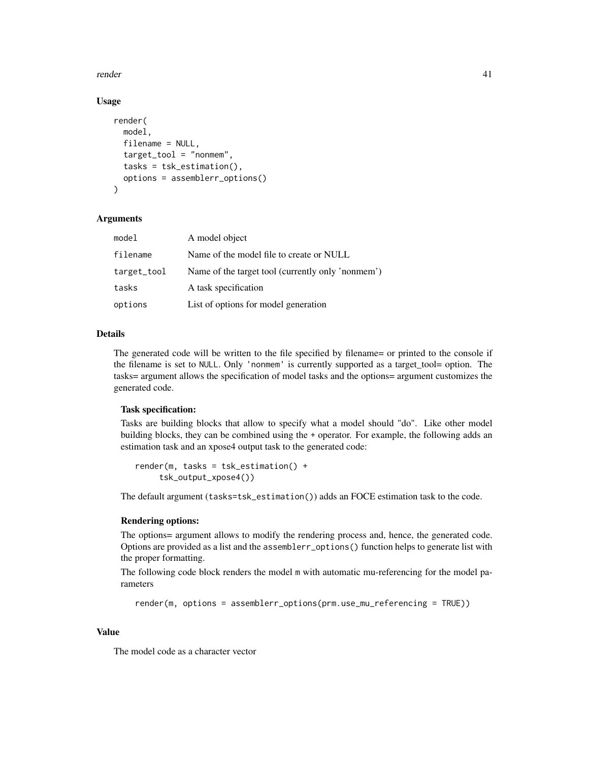### Usage

```
render(
  model,
  filename = NULL,
  target_tool = "nonmem",
  tasks = tsk_estimation(),
  options = assemblerr_options()
)
```

### Arguments

| | |
|---|---|
| model | A model object |
| filename | Name of the model file to create or NULL |
| target_tool | Name of the target tool (currently only 'nonmem') |
| tasks | A task specification |
| options | List of options for model generation |

### Details

The generated code will be written to the file specified by filename= or printed to the console if the filename is set to NULL. Only 'nonmem' is currently supported as a target_tool= option. The tasks= argument allows the specification of model tasks and the options= argument customizes the generated code.

**Task specification:**

Tasks are building blocks that allow to specify what a model should "do". Like other model building blocks, they can be combined using the + operator. For example, the following adds an estimation task and an xpose4 output task to the generated code:

```
render(m, tasks = tsk_estimation() +
     tsk_output_xpose4())
```

The default argument (tasks=tsk_estimation()) adds an FOCE estimation task to the code.

**Rendering options:**

The options= argument allows to modify the rendering process and, hence, the generated code. Options are provided as a list and the assemblerr_options() function helps to generate list with the proper formatting.

The following code block renders the model m with automatic mu-referencing for the model parameters

```
render(m, options = assemblerr_options(prm.use_mu_referencing = TRUE))
```

### Value

The model code as a character vector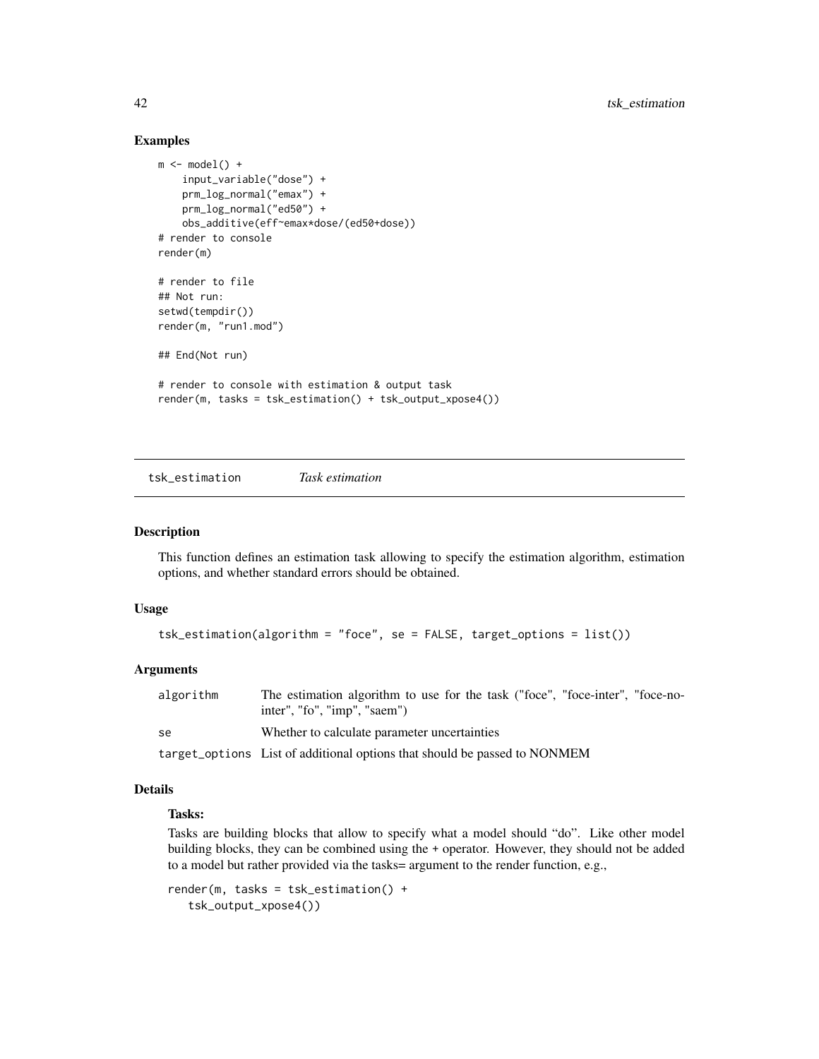## Examples

```
m <- model() +
    input_variable("dose") +
    prm_log_normal("emax") +
    prm_log_normal("ed50") +
    obs_additive(eff~emax*dose/(ed50+dose))
# render to console
render(m)

# render to file
## Not run:
setwd(tempdir())
render(m, "run1.mod")

## End(Not run)

# render to console with estimation & output task
render(m, tasks = tsk_estimation() + tsk_output_xpose4())
```

---

# tsk_estimation *Task estimation*

## Description

This function defines an estimation task allowing to specify the estimation algorithm, estimation options, and whether standard errors should be obtained.

## Usage

```
tsk_estimation(algorithm = "foce", se = FALSE, target_options = list())
```

## Arguments

| | |
|---|---|
| algorithm | The estimation algorithm to use for the task ("foce", "foce-inter", "foce-no-inter", "fo", "imp", "saem") |
| se | Whether to calculate parameter uncertainties |
| target_options | List of additional options that should be passed to NONMEM |

## Details

**Tasks:**

Tasks are building blocks that allow to specify what a model should "do". Like other model building blocks, they can be combined using the + operator. However, they should not be added to a model but rather provided via the tasks= argument to the render function, e.g.,

```
render(m, tasks = tsk_estimation() +
   tsk_output_xpose4())
```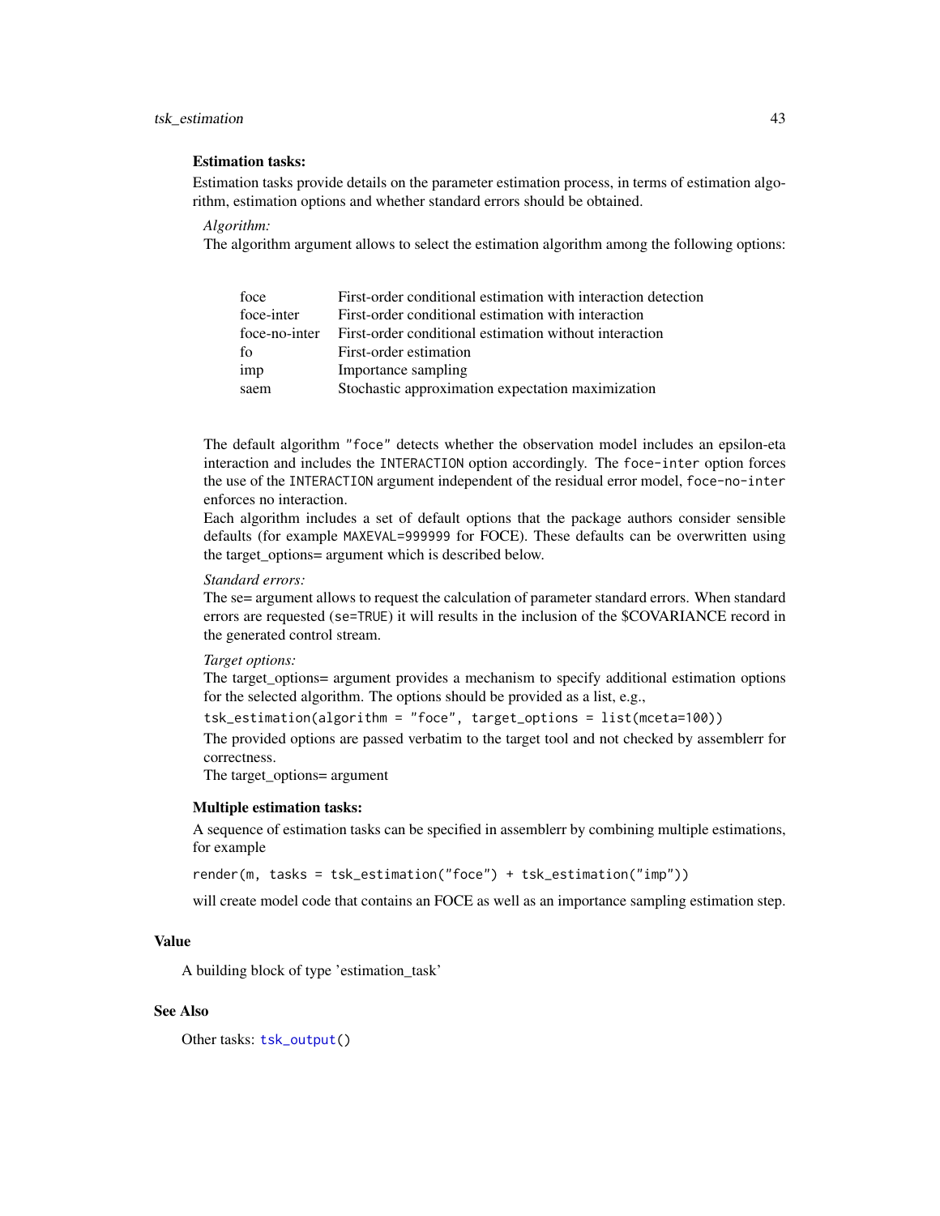**Estimation tasks:**

Estimation tasks provide details on the parameter estimation process, in terms of estimation algorithm, estimation options and whether standard errors should be obtained.

*Algorithm:*

The algorithm argument allows to select the estimation algorithm among the following options:

| | |
|---|---|
| foce | First-order conditional estimation with interaction detection |
| foce-inter | First-order conditional estimation with interaction |
| foce-no-inter | First-order conditional estimation without interaction |
| fo | First-order estimation |
| imp | Importance sampling |
| saem | Stochastic approximation expectation maximization |

The default algorithm `"foce"` detects whether the observation model includes an epsilon-eta interaction and includes the `INTERACTION` option accordingly. The `foce-inter` option forces the use of the `INTERACTION` argument independent of the residual error model, `foce-no-inter` enforces no interaction.

Each algorithm includes a set of default options that the package authors consider sensible defaults (for example `MAXEVAL=999999` for FOCE). These defaults can be overwritten using the target_options= argument which is described below.

*Standard errors:*

The se= argument allows to request the calculation of parameter standard errors. When standard errors are requested (`se=TRUE`) it will results in the inclusion of the $COVARIANCE record in the generated control stream.

*Target options:*

The target_options= argument provides a mechanism to specify additional estimation options for the selected algorithm. The options should be provided as a list, e.g.,

`tsk_estimation(algorithm = "foce", target_options = list(mceta=100))`

The provided options are passed verbatim to the target tool and not checked by assemblerr for correctness.

The target_options= argument

**Multiple estimation tasks:**

A sequence of estimation tasks can be specified in assemblerr by combining multiple estimations, for example

`render(m, tasks = tsk_estimation("foce") + tsk_estimation("imp"))`

will create model code that contains an FOCE as well as an importance sampling estimation step.

## Value

A building block of type 'estimation_task'

## See Also

Other tasks: `tsk_output()`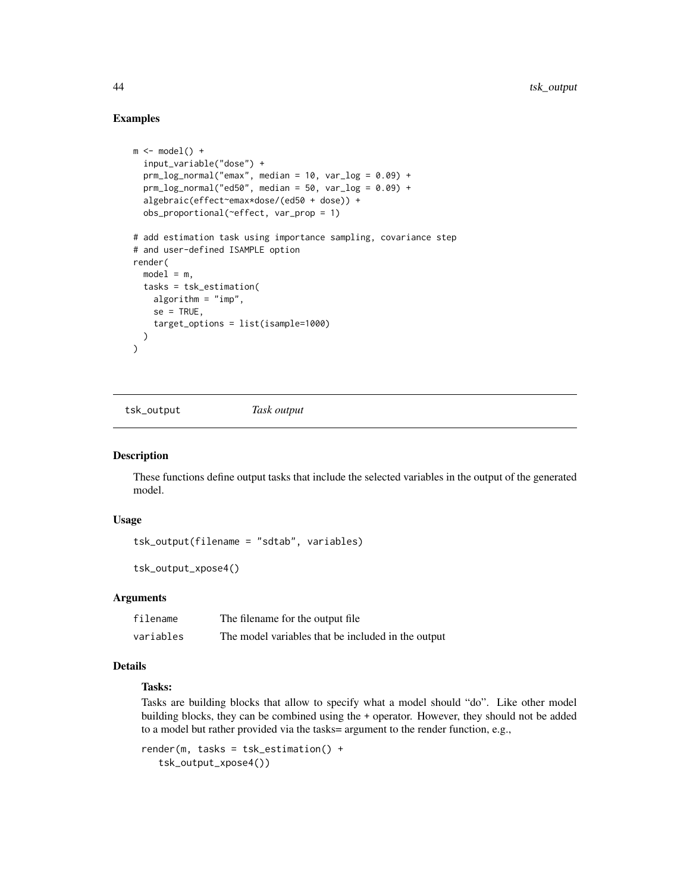### Examples

```
m <- model() +
  input_variable("dose") +
  prm_log_normal("emax", median = 10, var_log = 0.09) +
  prm_log_normal("ed50", median = 50, var_log = 0.09) +
  algebraic(effect~emax*dose/(ed50 + dose)) +
  obs_proportional(~effect, var_prop = 1)

# add estimation task using importance sampling, covariance step
# and user-defined ISAMPLE option
render(
  model = m,
  tasks = tsk_estimation(
    algorithm = "imp",
    se = TRUE,
    target_options = list(isample=1000)
  )
)
```

---

## tsk_output    *Task output*

---

### Description

These functions define output tasks that include the selected variables in the output of the generated model.

### Usage

```
tsk_output(filename = "sdtab", variables)

tsk_output_xpose4()
```

### Arguments

| | |
|---|---|
| filename | The filename for the output file |
| variables | The model variables that be included in the output |

### Details

**Tasks:**

Tasks are building blocks that allow to specify what a model should "do". Like other model building blocks, they can be combined using the + operator. However, they should not be added to a model but rather provided via the tasks= argument to the render function, e.g.,

```
render(m, tasks = tsk_estimation() +
   tsk_output_xpose4())
```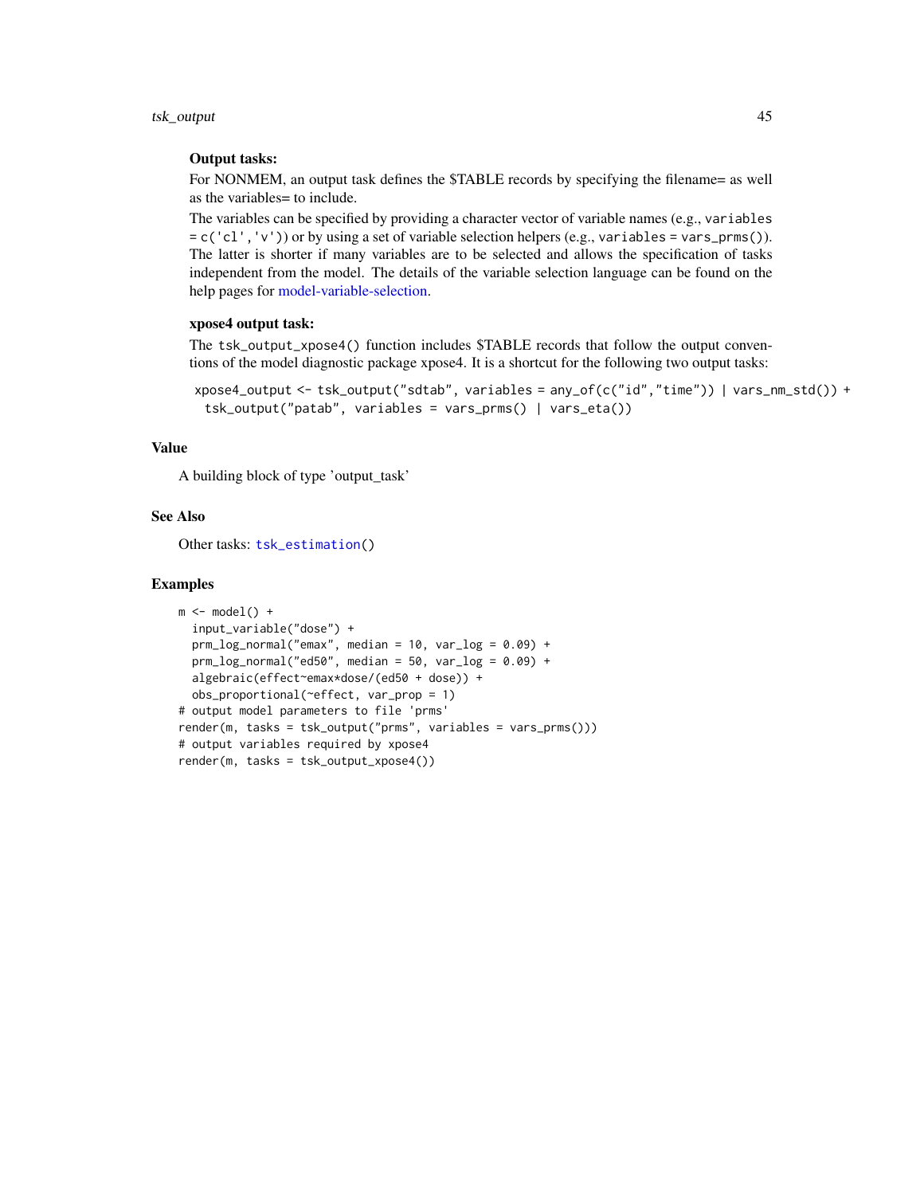**Output tasks:**

For NONMEM, an output task defines the $TABLE records by specifying the filename= as well as the variables= to include.

The variables can be specified by providing a character vector of variable names (e.g., `variables = c('cl','v')`) or by using a set of variable selection helpers (e.g., `variables = vars_prms()`). The latter is shorter if many variables are to be selected and allows the specification of tasks independent from the model. The details of the variable selection language can be found on the help pages for model-variable-selection.

**xpose4 output task:**

The `tsk_output_xpose4()` function includes $TABLE records that follow the output conventions of the model diagnostic package xpose4. It is a shortcut for the following two output tasks:

```
xpose4_output <- tsk_output("sdtab", variables = any_of(c("id","time")) | vars_nm_std()) +
  tsk_output("patab", variables = vars_prms() | vars_eta())
```

## Value

A building block of type 'output_task'

## See Also

Other tasks: `tsk_estimation()`

## Examples

```
m <- model() +
  input_variable("dose") +
  prm_log_normal("emax", median = 10, var_log = 0.09) +
  prm_log_normal("ed50", median = 50, var_log = 0.09) +
  algebraic(effect~emax*dose/(ed50 + dose)) +
  obs_proportional(~effect, var_prop = 1)
# output model parameters to file 'prms'
render(m, tasks = tsk_output("prms", variables = vars_prms()))
# output variables required by xpose4
render(m, tasks = tsk_output_xpose4())
```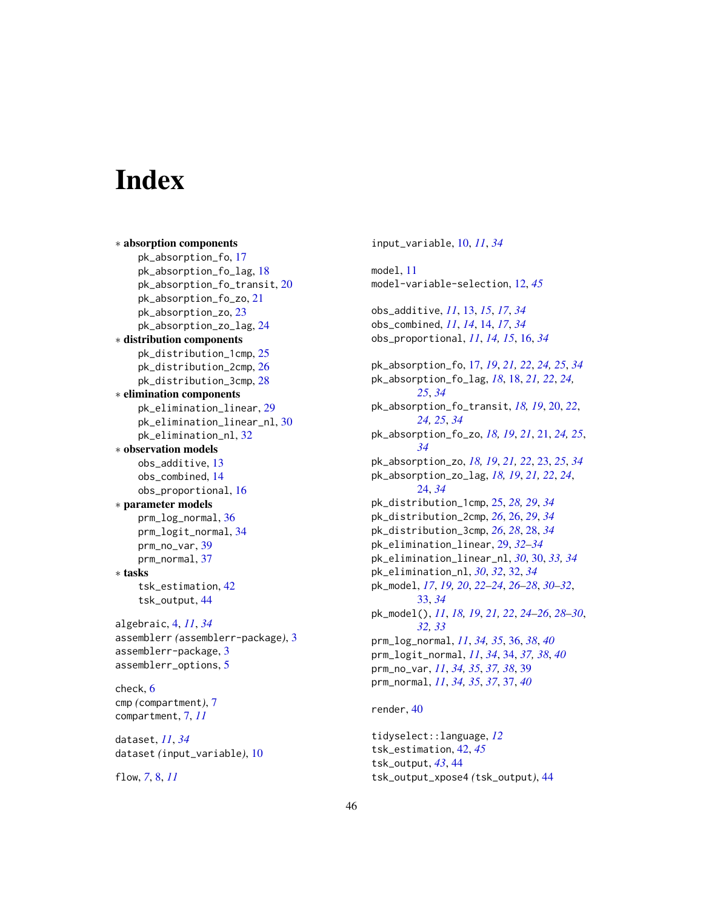# Index

∗ **absorption components**
  pk_absorption_fo, 17
  pk_absorption_fo_lag, 18
  pk_absorption_fo_transit, 20
  pk_absorption_fo_zo, 21
  pk_absorption_zo, 23
  pk_absorption_zo_lag, 24

∗ **distribution components**
  pk_distribution_1cmp, 25
  pk_distribution_2cmp, 26
  pk_distribution_3cmp, 28

∗ **elimination components**
  pk_elimination_linear, 29
  pk_elimination_linear_nl, 30
  pk_elimination_nl, 32

∗ **observation models**
  obs_additive, 13
  obs_combined, 14
  obs_proportional, 16

∗ **parameter models**
  prm_log_normal, 36
  prm_logit_normal, 34
  prm_no_var, 39
  prm_normal, 37

∗ **tasks**
  tsk_estimation, 42
  tsk_output, 44

algebraic, 4, *11*, *34*
assemblerr (assemblerr-package), 3
assemblerr-package, 3
assemblerr_options, 5

check, 6
cmp (compartment), 7
compartment, 7, *11*

dataset, *11*, *34*
dataset (input_variable), 10

flow, *7*, 8, *11*

input_variable, 10, *11*, *34*

model, 11
model-variable-selection, 12, *45*

obs_additive, *11*, 13, *15*, *17*, *34*
obs_combined, *11*, *14*, 14, *17*, *34*
obs_proportional, *11*, *14*, *15*, 16, *34*

pk_absorption_fo, 17, *19*, *21*, *22*, *24*, *25*, *34*
pk_absorption_fo_lag, *18*, 18, *21*, *22*, *24*, *25*, *34*
pk_absorption_fo_transit, *18*, *19*, 20, *22*, *24*, *25*, *34*
pk_absorption_fo_zo, *18*, *19*, *21*, 21, *24*, *25*, *34*
pk_absorption_zo, *18*, *19*, *21*, *22*, 23, *25*, *34*
pk_absorption_zo_lag, *18*, *19*, *21*, *22*, *24*, 24, *34*
pk_distribution_1cmp, 25, *28*, *29*, *34*
pk_distribution_2cmp, *26*, 26, *29*, *34*
pk_distribution_3cmp, *26*, *28*, 28, *34*
pk_elimination_linear, 29, *32–34*
pk_elimination_linear_nl, *30*, 30, *33*, *34*
pk_elimination_nl, *30*, *32*, 32, *34*
pk_model, *17*, *19*, *20*, *22–24*, *26–28*, *30–32*, 33, *34*
pk_model(), *11*, *18*, *19*, *21*, *22*, *24–26*, *28–30*, *32*, *33*
prm_log_normal, *11*, *34*, *35*, 36, *38*, *40*
prm_logit_normal, *11*, *34*, 34, *37*, *38*, *40*
prm_no_var, *11*, *34*, *35*, *37*, *38*, 39
prm_normal, *11*, *34*, *35*, *37*, 37, *40*

render, 40

tidyselect::language, *12*
tsk_estimation, 42, *45*
tsk_output, *43*, 44
tsk_output_xpose4 (tsk_output), 44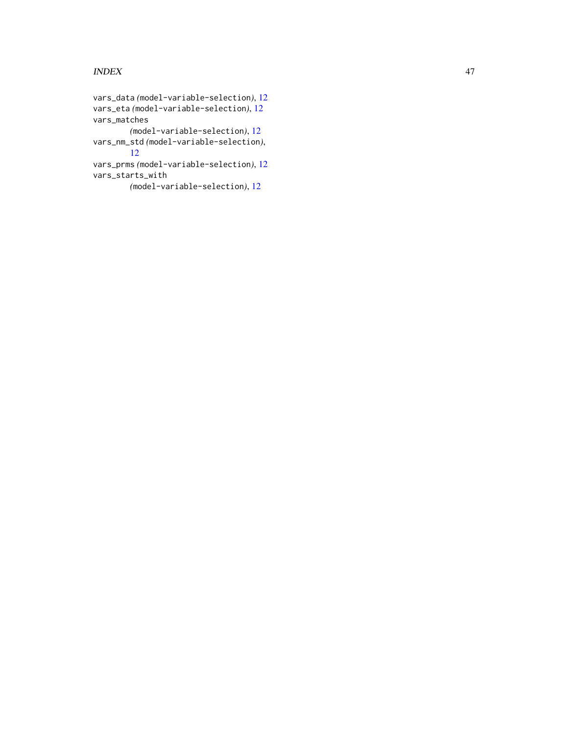vars_data (model-variable-selection), 12
vars_eta (model-variable-selection), 12
vars_matches (model-variable-selection), 12
vars_nm_std (model-variable-selection), 12
vars_prms (model-variable-selection), 12
vars_starts_with (model-variable-selection), 12